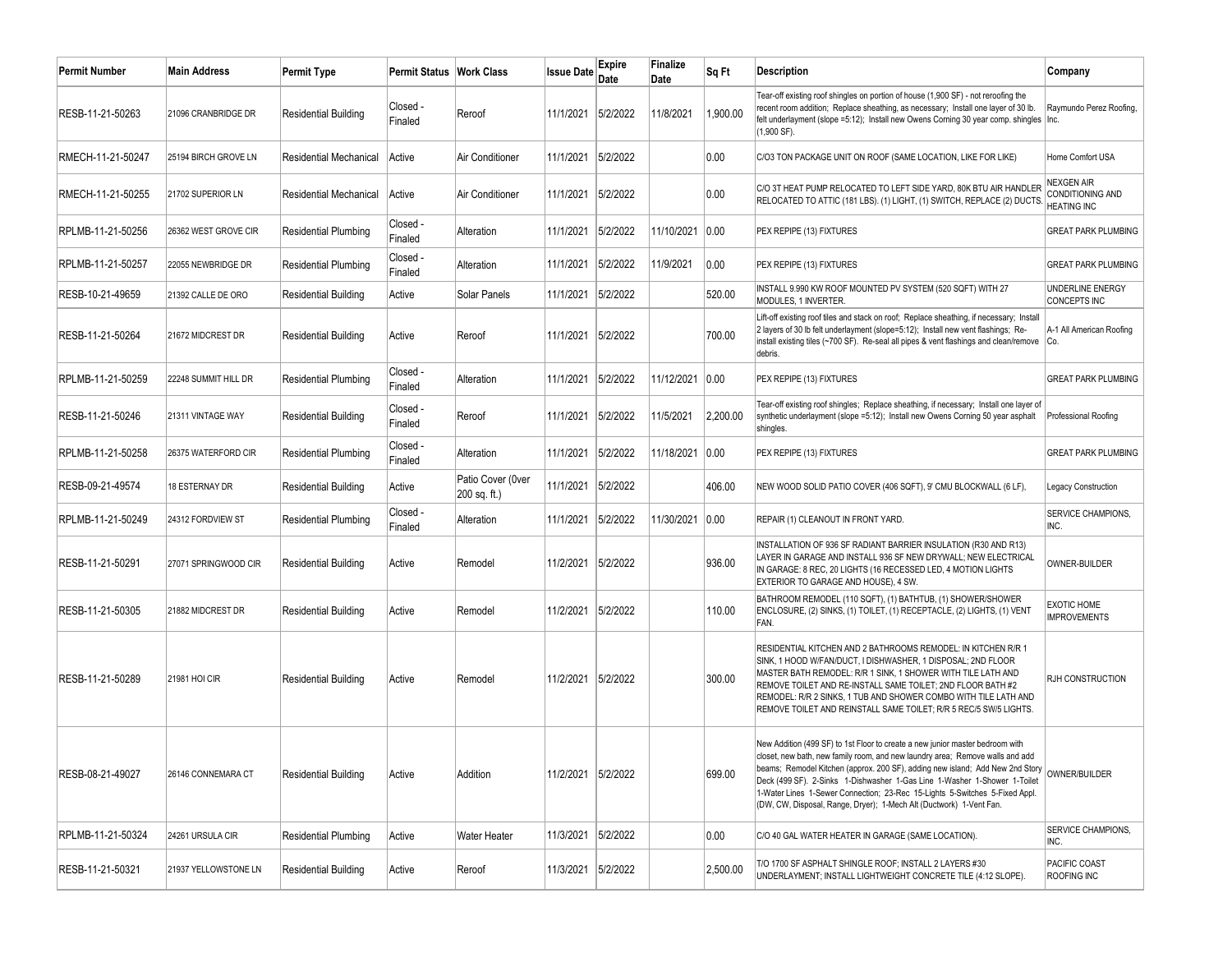| Permit Number | Main Address | Permit Type | Permit Status | Work Class | Issue Date | Expire Date | Finalize Date | Sq Ft | Description | Company |
|---|---|---|---|---|---|---|---|---|---|---|
| RESB-11-21-50263 | 21096 CRANBRIDGE DR | Residential Building | Closed - Finaled | Reroof | 11/1/2021 | 5/2/2022 | 11/8/2021 | 1,900.00 | Tear-off existing roof shingles on portion of house (1,900 SF) - not reroofing the recent room addition; Replace sheathing, as necessary; Install one layer of 30 lb. felt underlayment (slope =5:12); Install new Owens Corning 30 year comp. shingles (1,900 SF). | Raymundo Perez Roofing, Inc. |
| RMECH-11-21-50247 | 25194 BIRCH GROVE LN | Residential Mechanical | Active | Air Conditioner | 11/1/2021 | 5/2/2022 | | 0.00 | C/O3 TON PACKAGE UNIT ON ROOF (SAME LOCATION, LIKE FOR LIKE) | Home Comfort USA |
| RMECH-11-21-50255 | 21702 SUPERIOR LN | Residential Mechanical | Active | Air Conditioner | 11/1/2021 | 5/2/2022 | | 0.00 | C/O 3T HEAT PUMP RELOCATED TO LEFT SIDE YARD, 80K BTU AIR HANDLER RELOCATED TO ATTIC (181 LBS). (1) LIGHT, (1) SWITCH, REPLACE (2) DUCTS. | NEXGEN AIR CONDITIONING AND HEATING INC |
| RPLMB-11-21-50256 | 26362 WEST GROVE CIR | Residential Plumbing | Closed - Finaled | Alteration | 11/1/2021 | 5/2/2022 | 11/10/2021 | 0.00 | PEX REPIPE (13) FIXTURES | GREAT PARK PLUMBING |
| RPLMB-11-21-50257 | 22055 NEWBRIDGE DR | Residential Plumbing | Closed - Finaled | Alteration | 11/1/2021 | 5/2/2022 | 11/9/2021 | 0.00 | PEX REPIPE (13) FIXTURES | GREAT PARK PLUMBING |
| RESB-10-21-49659 | 21392 CALLE DE ORO | Residential Building | Active | Solar Panels | 11/1/2021 | 5/2/2022 | | 520.00 | INSTALL 9.990 KW ROOF MOUNTED PV SYSTEM (520 SQFT) WITH 27 MODULES, 1 INVERTER. | UNDERLINE ENERGY CONCEPTS INC |
| RESB-11-21-50264 | 21672 MIDCREST DR | Residential Building | Active | Reroof | 11/1/2021 | 5/2/2022 | | 700.00 | Lift-off existing roof tiles and stack on roof; Replace sheathing, if necessary; Install 2 layers of 30 lb felt underlayment (slope=5:12); Install new vent flashings; Re-install existing tiles (~700 SF). Re-seal all pipes & vent flashings and clean/remove debris. | A-1 All American Roofing Co. |
| RPLMB-11-21-50259 | 22248 SUMMIT HILL DR | Residential Plumbing | Closed - Finaled | Alteration | 11/1/2021 | 5/2/2022 | 11/12/2021 | 0.00 | PEX REPIPE (13) FIXTURES | GREAT PARK PLUMBING |
| RESB-11-21-50246 | 21311 VINTAGE WAY | Residential Building | Closed - Finaled | Reroof | 11/1/2021 | 5/2/2022 | 11/5/2021 | 2,200.00 | Tear-off existing roof shingles; Replace sheathing, if necessary; Install one layer of synthetic underlayment (slope =5:12); Install new Owens Corning 50 year asphalt shingles. | Professional Roofing |
| RPLMB-11-21-50258 | 26375 WATERFORD CIR | Residential Plumbing | Closed - Finaled | Alteration | 11/1/2021 | 5/2/2022 | 11/18/2021 | 0.00 | PEX REPIPE (13) FIXTURES | GREAT PARK PLUMBING |
| RESB-09-21-49574 | 18 ESTERNAY DR | Residential Building | Active | Patio Cover (0ver 200 sq. ft.) | 11/1/2021 | 5/2/2022 | | 406.00 | NEW WOOD SOLID PATIO COVER (406 SQFT), 9' CMU BLOCKWALL (6 LF), | Legacy Construction |
| RPLMB-11-21-50249 | 24312 FORDVIEW ST | Residential Plumbing | Closed - Finaled | Alteration | 11/1/2021 | 5/2/2022 | 11/30/2021 | 0.00 | REPAIR (1) CLEANOUT IN FRONT YARD. | SERVICE CHAMPIONS, INC. |
| RESB-11-21-50291 | 27071 SPRINGWOOD CIR | Residential Building | Active | Remodel | 11/2/2021 | 5/2/2022 | | 936.00 | INSTALLATION OF 936 SF RADIANT BARRIER INSULATION (R30 AND R13) LAYER IN GARAGE AND INSTALL 936 SF NEW DRYWALL; NEW ELECTRICAL IN GARAGE: 8 REC, 20 LIGHTS (16 RECESSED LED, 4 MOTION LIGHTS EXTERIOR TO GARAGE AND HOUSE), 4 SW. | OWNER-BUILDER |
| RESB-11-21-50305 | 21882 MIDCREST DR | Residential Building | Active | Remodel | 11/2/2021 | 5/2/2022 | | 110.00 | BATHROOM REMODEL (110 SQFT), (1) BATHTUB, (1) SHOWER/SHOWER ENCLOSURE, (2) SINKS, (1) TOILET, (1) RECEPTACLE, (2) LIGHTS, (1) VENT FAN. | EXOTIC HOME IMPROVEMENTS |
| RESB-11-21-50289 | 21981 HOI CIR | Residential Building | Active | Remodel | 11/2/2021 | 5/2/2022 | | 300.00 | RESIDENTIAL KITCHEN AND 2 BATHROOMS REMODEL: IN KITCHEN R/R 1 SINK, 1 HOOD W/FAN/DUCT, I DISHWASHER, 1 DISPOSAL; 2ND FLOOR MASTER BATH REMODEL: R/R 1 SINK, 1 SHOWER WITH TILE LATH AND REMOVE TOILET AND RE-INSTALL SAME TOILET; 2ND FLOOR BATH #2 REMODEL: R/R 2 SINKS, 1 TUB AND SHOWER COMBO WITH TILE LATH AND REMOVE TOILET AND REINSTALL SAME TOILET; R/R 5 REC/5 SW/5 LIGHTS. | RJH CONSTRUCTION |
| RESB-08-21-49027 | 26146 CONNEMARA CT | Residential Building | Active | Addition | 11/2/2021 | 5/2/2022 | | 699.00 | New Addition (499 SF) to 1st Floor to create a new junior master bedroom with closet, new bath, new family room, and new laundry area; Remove walls and add beams; Remodel Kitchen (approx. 200 SF), adding new island; Add New 2nd Story Deck (499 SF). 2-Sinks 1-Dishwasher 1-Gas Line 1-Washer 1-Shower 1-Toilet 1-Water Lines 1-Sewer Connection; 23-Rec 15-Lights 5-Switches 5-Fixed Appl. (DW, CW, Disposal, Range, Dryer); 1-Mech Alt (Ductwork) 1-Vent Fan. | OWNER/BUILDER |
| RPLMB-11-21-50324 | 24261 URSULA CIR | Residential Plumbing | Active | Water Heater | 11/3/2021 | 5/2/2022 | | 0.00 | C/O 40 GAL WATER HEATER IN GARAGE (SAME LOCATION). | SERVICE CHAMPIONS, INC. |
| RESB-11-21-50321 | 21937 YELLOWSTONE LN | Residential Building | Active | Reroof | 11/3/2021 | 5/2/2022 | | 2,500.00 | T/O 1700 SF ASPHALT SHINGLE ROOF; INSTALL 2 LAYERS #30 UNDERLAYMENT; INSTALL LIGHTWEIGHT CONCRETE TILE (4:12 SLOPE). | PACIFIC COAST ROOFING INC |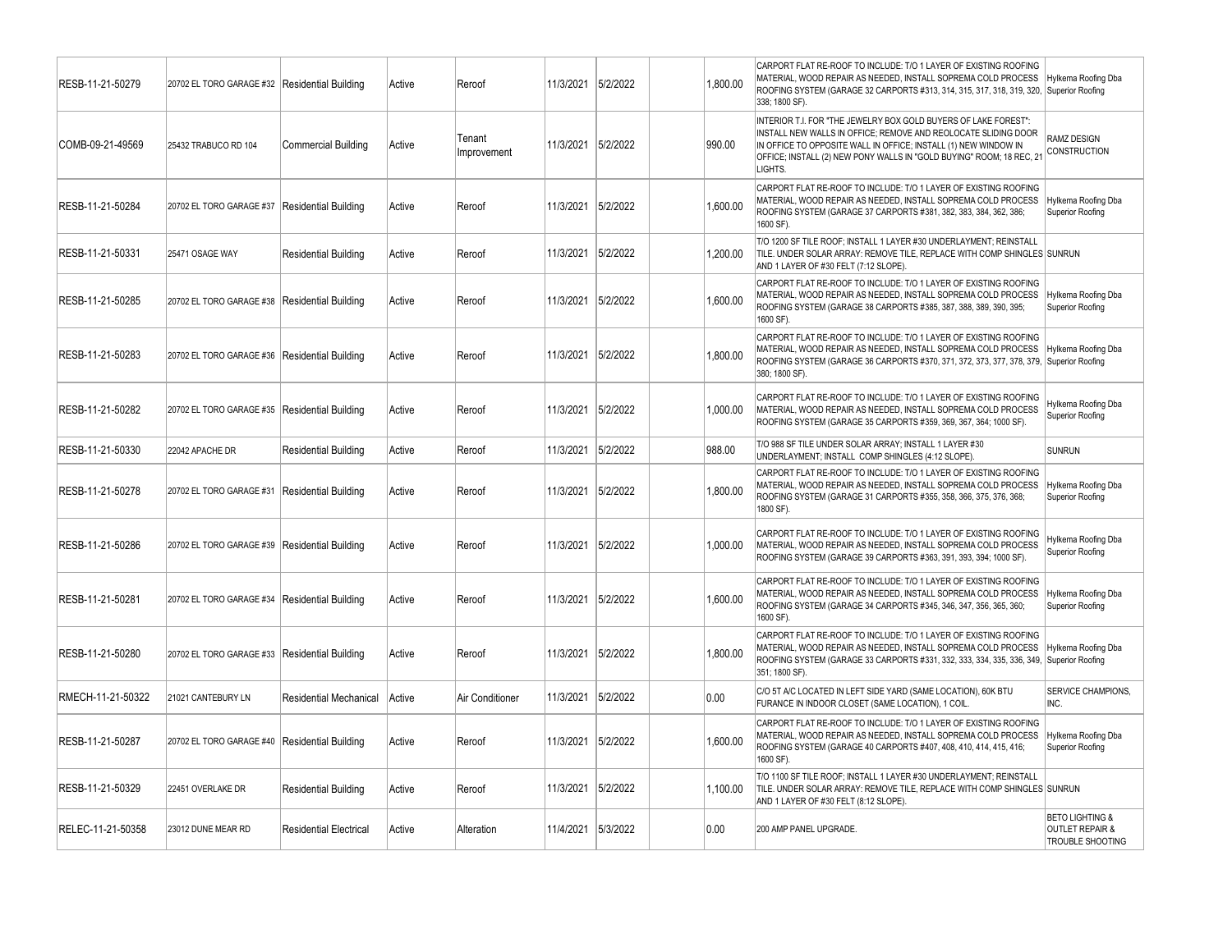| | | | | | | | | | | |
|---|---|---|---|---|---|---|---|---|---|---|
| RESB-11-21-50279 | 20702 EL TORO GARAGE #32 | Residential Building | Active | Reroof | 11/3/2021 | 5/2/2022 | | 1,800.00 | CARPORT FLAT RE-ROOF TO INCLUDE: T/O 1 LAYER OF EXISTING ROOFING MATERIAL, WOOD REPAIR AS NEEDED, INSTALL SOPREMA COLD PROCESS ROOFING SYSTEM (GARAGE 32 CARPORTS #313, 314, 315, 317, 318, 319, 320, 338; 1800 SF). | Hylkema Roofing Dba Superior Roofing |
| COMB-09-21-49569 | 25432 TRABUCO RD 104 | Commercial Building | Active | Tenant Improvement | 11/3/2021 | 5/2/2022 | | 990.00 | INTERIOR T.I. FOR "THE JEWELRY BOX GOLD BUYERS OF LAKE FOREST": INSTALL NEW WALLS IN OFFICE; REMOVE AND REOLOCATE SLIDING DOOR IN OFFICE TO OPPOSITE WALL IN OFFICE; INSTALL (1) NEW WINDOW IN OFFICE; INSTALL (2) NEW PONY WALLS IN "GOLD BUYING" ROOM; 18 REC, 21 LIGHTS. | RAMZ DESIGN CONSTRUCTION |
| RESB-11-21-50284 | 20702 EL TORO GARAGE #37 | Residential Building | Active | Reroof | 11/3/2021 | 5/2/2022 | | 1,600.00 | CARPORT FLAT RE-ROOF TO INCLUDE: T/O 1 LAYER OF EXISTING ROOFING MATERIAL, WOOD REPAIR AS NEEDED, INSTALL SOPREMA COLD PROCESS ROOFING SYSTEM (GARAGE 37 CARPORTS #381, 382, 383, 384, 362, 386; 1600 SF). | Hylkema Roofing Dba Superior Roofing |
| RESB-11-21-50331 | 25471 OSAGE WAY | Residential Building | Active | Reroof | 11/3/2021 | 5/2/2022 | | 1,200.00 | T/O 1200 SF TILE ROOF; INSTALL 1 LAYER #30 UNDERLAYMENT; REINSTALL TILE. UNDER SOLAR ARRAY: REMOVE TILE, REPLACE WITH COMP SHINGLES AND 1 LAYER OF #30 FELT (7:12 SLOPE). | SUNRUN |
| RESB-11-21-50285 | 20702 EL TORO GARAGE #38 | Residential Building | Active | Reroof | 11/3/2021 | 5/2/2022 | | 1,600.00 | CARPORT FLAT RE-ROOF TO INCLUDE: T/O 1 LAYER OF EXISTING ROOFING MATERIAL, WOOD REPAIR AS NEEDED, INSTALL SOPREMA COLD PROCESS ROOFING SYSTEM (GARAGE 38 CARPORTS #385, 387, 388, 389, 390, 395; 1600 SF). | Hylkema Roofing Dba Superior Roofing |
| RESB-11-21-50283 | 20702 EL TORO GARAGE #36 | Residential Building | Active | Reroof | 11/3/2021 | 5/2/2022 | | 1,800.00 | CARPORT FLAT RE-ROOF TO INCLUDE: T/O 1 LAYER OF EXISTING ROOFING MATERIAL, WOOD REPAIR AS NEEDED, INSTALL SOPREMA COLD PROCESS ROOFING SYSTEM (GARAGE 36 CARPORTS #370, 371, 372, 373, 377, 378, 379, 380; 1800 SF). | Hylkema Roofing Dba Superior Roofing |
| RESB-11-21-50282 | 20702 EL TORO GARAGE #35 | Residential Building | Active | Reroof | 11/3/2021 | 5/2/2022 | | 1,000.00 | CARPORT FLAT RE-ROOF TO INCLUDE: T/O 1 LAYER OF EXISTING ROOFING MATERIAL, WOOD REPAIR AS NEEDED, INSTALL SOPREMA COLD PROCESS ROOFING SYSTEM (GARAGE 35 CARPORTS #359, 369, 367, 364; 1000 SF). | Hylkema Roofing Dba Superior Roofing |
| RESB-11-21-50330 | 22042 APACHE DR | Residential Building | Active | Reroof | 11/3/2021 | 5/2/2022 | | 988.00 | T/O 988 SF TILE UNDER SOLAR ARRAY; INSTALL 1 LAYER #30 UNDERLAYMENT; INSTALL COMP SHINGLES (4:12 SLOPE). | SUNRUN |
| RESB-11-21-50278 | 20702 EL TORO GARAGE #31 | Residential Building | Active | Reroof | 11/3/2021 | 5/2/2022 | | 1,800.00 | CARPORT FLAT RE-ROOF TO INCLUDE: T/O 1 LAYER OF EXISTING ROOFING MATERIAL, WOOD REPAIR AS NEEDED, INSTALL SOPREMA COLD PROCESS ROOFING SYSTEM (GARAGE 31 CARPORTS #355, 358, 366, 375, 376, 368; 1800 SF). | Hylkema Roofing Dba Superior Roofing |
| RESB-11-21-50286 | 20702 EL TORO GARAGE #39 | Residential Building | Active | Reroof | 11/3/2021 | 5/2/2022 | | 1,000.00 | CARPORT FLAT RE-ROOF TO INCLUDE: T/O 1 LAYER OF EXISTING ROOFING MATERIAL, WOOD REPAIR AS NEEDED, INSTALL SOPREMA COLD PROCESS ROOFING SYSTEM (GARAGE 39 CARPORTS #363, 391, 393, 394; 1000 SF). | Hylkema Roofing Dba Superior Roofing |
| RESB-11-21-50281 | 20702 EL TORO GARAGE #34 | Residential Building | Active | Reroof | 11/3/2021 | 5/2/2022 | | 1,600.00 | CARPORT FLAT RE-ROOF TO INCLUDE: T/O 1 LAYER OF EXISTING ROOFING MATERIAL, WOOD REPAIR AS NEEDED, INSTALL SOPREMA COLD PROCESS ROOFING SYSTEM (GARAGE 34 CARPORTS #345, 346, 347, 356, 365, 360; 1600 SF). | Hylkema Roofing Dba Superior Roofing |
| RESB-11-21-50280 | 20702 EL TORO GARAGE #33 | Residential Building | Active | Reroof | 11/3/2021 | 5/2/2022 | | 1,800.00 | CARPORT FLAT RE-ROOF TO INCLUDE: T/O 1 LAYER OF EXISTING ROOFING MATERIAL, WOOD REPAIR AS NEEDED, INSTALL SOPREMA COLD PROCESS ROOFING SYSTEM (GARAGE 33 CARPORTS #331, 332, 333, 334, 335, 336, 349, 351; 1800 SF). | Hylkema Roofing Dba Superior Roofing |
| RMECH-11-21-50322 | 21021 CANTEBURY LN | Residential Mechanical | Active | Air Conditioner | 11/3/2021 | 5/2/2022 | | 0.00 | C/O 5T A/C LOCATED IN LEFT SIDE YARD (SAME LOCATION), 60K BTU FURNACE IN INDOOR CLOSET (SAME LOCATION), 1 COIL. | SERVICE CHAMPIONS, INC. |
| RESB-11-21-50287 | 20702 EL TORO GARAGE #40 | Residential Building | Active | Reroof | 11/3/2021 | 5/2/2022 | | 1,600.00 | CARPORT FLAT RE-ROOF TO INCLUDE: T/O 1 LAYER OF EXISTING ROOFING MATERIAL, WOOD REPAIR AS NEEDED, INSTALL SOPREMA COLD PROCESS ROOFING SYSTEM (GARAGE 40 CARPORTS #407, 408, 410, 414, 415, 416; 1600 SF). | Hylkema Roofing Dba Superior Roofing |
| RESB-11-21-50329 | 22451 OVERLAKE DR | Residential Building | Active | Reroof | 11/3/2021 | 5/2/2022 | | 1,100.00 | T/O 1100 SF TILE ROOF; INSTALL 1 LAYER #30 UNDERLAYMENT; REINSTALL TILE. UNDER SOLAR ARRAY: REMOVE TILE, REPLACE WITH COMP SHINGLES AND 1 LAYER OF #30 FELT (8:12 SLOPE). | SUNRUN |
| RELEC-11-21-50358 | 23012 DUNE MEAR RD | Residential Electrical | Active | Alteration | 11/4/2021 | 5/3/2022 | | 0.00 | 200 AMP PANEL UPGRADE. | BETO LIGHTING & OUTLET REPAIR & TROUBLE SHOOTING |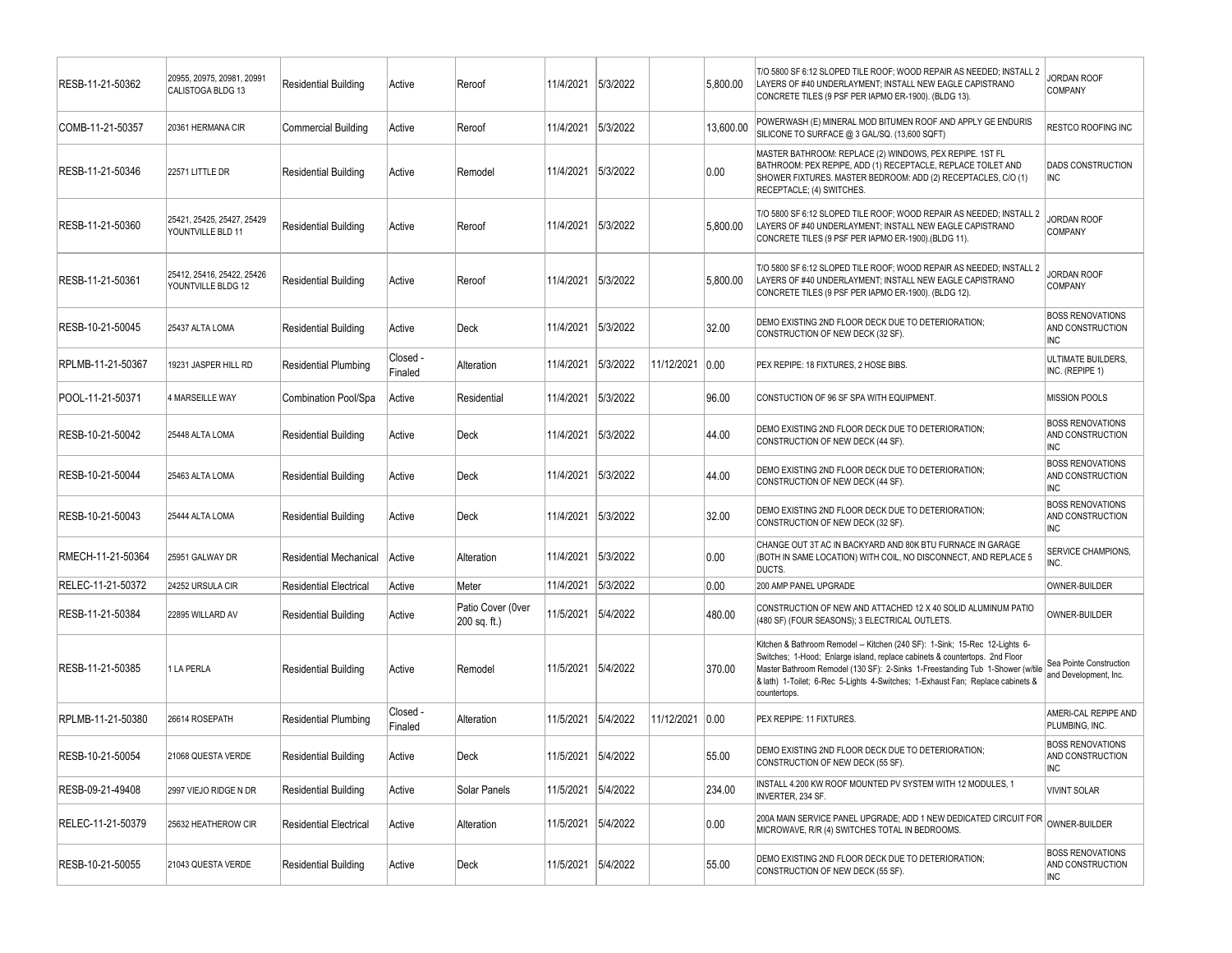| RESB-11-21-50362 | 20955, 20975, 20981, 20991 CALISTOGA BLDG 13 | Residential Building | Active | Reroof | 11/4/2021 | 5/3/2022 | | 5,800.00 | T/O 5800 SF 6:12 SLOPED TILE ROOF; WOOD REPAIR AS NEEDED; INSTALL 2 LAYERS OF #40 UNDERLAYMENT; INSTALL NEW EAGLE CAPISTRANO CONCRETE TILES (9 PSF PER IAPMO ER-1900). (BLDG 13). | JORDAN ROOF COMPANY |
|---|---|---|---|---|---|---|---|---|---|---|
| COMB-11-21-50357 | 20361 HERMANA CIR | Commercial Building | Active | Reroof | 11/4/2021 | 5/3/2022 | | 13,600.00 | POWERWASH (E) MINERAL MOD BITUMEN ROOF AND APPLY GE ENDURIS SILICONE TO SURFACE @ 3 GAL/SQ. (13,600 SQFT) | RESTCO ROOFING INC |
| RESB-11-21-50346 | 22571 LITTLE DR | Residential Building | Active | Remodel | 11/4/2021 | 5/3/2022 | | 0.00 | MASTER BATHROOM: REPLACE (2) WINDOWS, PEX REPIPE. 1ST FL BATHROOM: PEX REPIPE, ADD (1) RECEPTACLE, REPLACE TOILET AND SHOWER FIXTURES. MASTER BEDROOM: ADD (2) RECEPTACLES, C/O (1) RECEPTACLE; (4) SWITCHES. | DADS CONSTRUCTION INC |
| RESB-11-21-50360 | 25421, 25425, 25427, 25429 YOUNTVILLE BLD 11 | Residential Building | Active | Reroof | 11/4/2021 | 5/3/2022 | | 5,800.00 | T/O 5800 SF 6:12 SLOPED TILE ROOF; WOOD REPAIR AS NEEDED; INSTALL 2 LAYERS OF #40 UNDERLAYMENT; INSTALL NEW EAGLE CAPISTRANO CONCRETE TILES (9 PSF PER IAPMO ER-1900).(BLDG 11). | JORDAN ROOF COMPANY |
| RESB-11-21-50361 | 25412, 25416, 25422, 25426 YOUNTVILLE BLDG 12 | Residential Building | Active | Reroof | 11/4/2021 | 5/3/2022 | | 5,800.00 | T/O 5800 SF 6:12 SLOPED TILE ROOF; WOOD REPAIR AS NEEDED; INSTALL 2 LAYERS OF #40 UNDERLAYMENT; INSTALL NEW EAGLE CAPISTRANO CONCRETE TILES (9 PSF PER IAPMO ER-1900). (BLDG 12). | JORDAN ROOF COMPANY |
| RESB-10-21-50045 | 25437 ALTA LOMA | Residential Building | Active | Deck | 11/4/2021 | 5/3/2022 | | 32.00 | DEMO EXISTING 2ND FLOOR DECK DUE TO DETERIORATION; CONSTRUCTION OF NEW DECK (32 SF). | BOSS RENOVATIONS AND CONSTRUCTION INC |
| RPLMB-11-21-50367 | 19231 JASPER HILL RD | Residential Plumbing | Closed - Finaled | Alteration | 11/4/2021 | 5/3/2022 | 11/12/2021 | 0.00 | PEX REPIPE: 18 FIXTURES, 2 HOSE BIBS. | ULTIMATE BUILDERS, INC. (REPIPE 1) |
| POOL-11-21-50371 | 4 MARSEILLE WAY | Combination Pool/Spa | Active | Residential | 11/4/2021 | 5/3/2022 | | 96.00 | CONSTUCTION OF 96 SF SPA WITH EQUIPMENT. | MISSION POOLS |
| RESB-10-21-50042 | 25448 ALTA LOMA | Residential Building | Active | Deck | 11/4/2021 | 5/3/2022 | | 44.00 | DEMO EXISTING 2ND FLOOR DECK DUE TO DETERIORATION; CONSTRUCTION OF NEW DECK (44 SF). | BOSS RENOVATIONS AND CONSTRUCTION INC |
| RESB-10-21-50044 | 25463 ALTA LOMA | Residential Building | Active | Deck | 11/4/2021 | 5/3/2022 | | 44.00 | DEMO EXISTING 2ND FLOOR DECK DUE TO DETERIORATION; CONSTRUCTION OF NEW DECK (44 SF). | BOSS RENOVATIONS AND CONSTRUCTION INC |
| RESB-10-21-50043 | 25444 ALTA LOMA | Residential Building | Active | Deck | 11/4/2021 | 5/3/2022 | | 32.00 | DEMO EXISTING 2ND FLOOR DECK DUE TO DETERIORATION; CONSTRUCTION OF NEW DECK (32 SF). | BOSS RENOVATIONS AND CONSTRUCTION INC |
| RMECH-11-21-50364 | 25951 GALWAY DR | Residential Mechanical | Active | Alteration | 11/4/2021 | 5/3/2022 | | 0.00 | CHANGE OUT 3T AC IN BACKYARD AND 80K BTU FURNACE IN GARAGE (BOTH IN SAME LOCATION) WITH COIL, NO DISCONNECT, AND REPLACE 5 DUCTS. | SERVICE CHAMPIONS, INC. |
| RELEC-11-21-50372 | 24252 URSULA CIR | Residential Electrical | Active | Meter | 11/4/2021 | 5/3/2022 | | 0.00 | 200 AMP PANEL UPGRADE | OWNER-BUILDER |
| RESB-11-21-50384 | 22895 WILLARD AV | Residential Building | Active | Patio Cover (0ver 200 sq. ft.) | 11/5/2021 | 5/4/2022 | | 480.00 | CONSTRUCTION OF NEW AND ATTACHED 12 X 40 SOLID ALUMINUM PATIO (480 SF) (FOUR SEASONS); 3 ELECTRICAL OUTLETS. | OWNER-BUILDER |
| RESB-11-21-50385 | 1 LA PERLA | Residential Building | Active | Remodel | 11/5/2021 | 5/4/2022 | | 370.00 | Kitchen & Bathroom Remodel -- Kitchen (240 SF): 1-Sink; 15-Rec 12-Lights 6-Switches; 1-Hood; Enlarge island, replace cabinets & countertops. 2nd Floor Master Bathroom Remodel (130 SF): 2-Sinks 1-Freestanding Tub 1-Shower (w/tile & lath) 1-Toilet; 6-Rec 5-Lights 4-Switches; 1-Exhaust Fan; Replace cabinets & countertops. | Sea Pointe Construction and Development, Inc. |
| RPLMB-11-21-50380 | 26614 ROSEPATH | Residential Plumbing | Closed - Finaled | Alteration | 11/5/2021 | 5/4/2022 | 11/12/2021 | 0.00 | PEX REPIPE: 11 FIXTURES. | AMERI-CAL REPIPE AND PLUMBING, INC. |
| RESB-10-21-50054 | 21068 QUESTA VERDE | Residential Building | Active | Deck | 11/5/2021 | 5/4/2022 | | 55.00 | DEMO EXISTING 2ND FLOOR DECK DUE TO DETERIORATION; CONSTRUCTION OF NEW DECK (55 SF). | BOSS RENOVATIONS AND CONSTRUCTION INC |
| RESB-09-21-49408 | 2997 VIEJO RIDGE N DR | Residential Building | Active | Solar Panels | 11/5/2021 | 5/4/2022 | | 234.00 | INSTALL 4.200 KW ROOF MOUNTED PV SYSTEM WITH 12 MODULES, 1 INVERTER, 234 SF. | VIVINT SOLAR |
| RELEC-11-21-50379 | 25632 HEATHEROW CIR | Residential Electrical | Active | Alteration | 11/5/2021 | 5/4/2022 | | 0.00 | 200A MAIN SERVICE PANEL UPGRADE; ADD 1 NEW DEDICATED CIRCUIT FOR MICROWAVE, R/R (4) SWITCHES TOTAL IN BEDROOMS. | OWNER-BUILDER |
| RESB-10-21-50055 | 21043 QUESTA VERDE | Residential Building | Active | Deck | 11/5/2021 | 5/4/2022 | | 55.00 | DEMO EXISTING 2ND FLOOR DECK DUE TO DETERIORATION; CONSTRUCTION OF NEW DECK (55 SF). | BOSS RENOVATIONS AND CONSTRUCTION INC |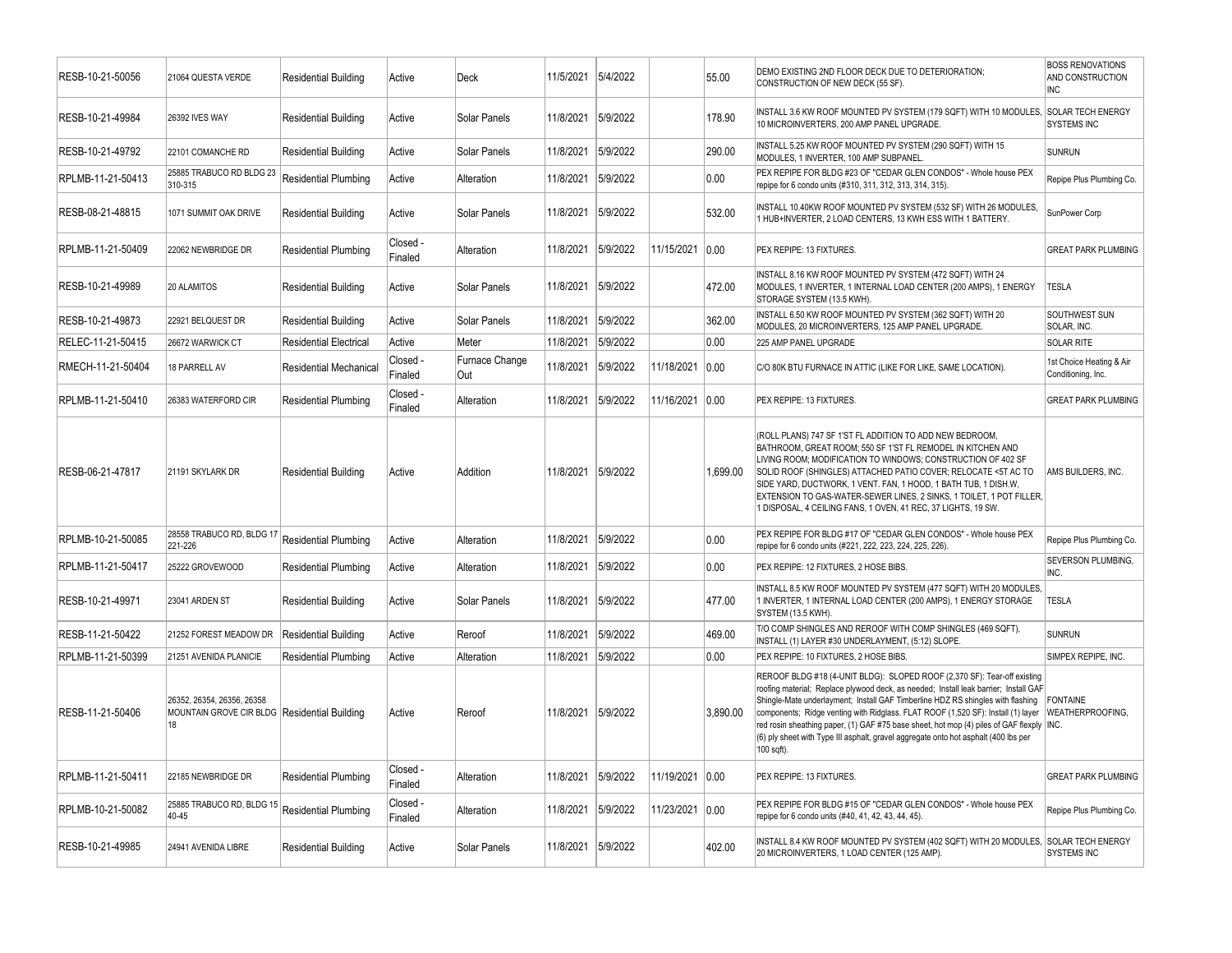| RESB-10-21-50056 | 21064 QUESTA VERDE | Residential Building | Active | Deck | 11/5/2021 | 5/4/2022 | | 55.00 | DEMO EXISTING 2ND FLOOR DECK DUE TO DETERIORATION; CONSTRUCTION OF NEW DECK (55 SF). | BOSS RENOVATIONS AND CONSTRUCTION INC |
|---|---|---|---|---|---|---|---|---|---|---|
| RESB-10-21-49984 | 26392 IVES WAY | Residential Building | Active | Solar Panels | 11/8/2021 | 5/9/2022 | | 178.90 | INSTALL 3.6 KW ROOF MOUNTED PV SYSTEM (179 SQFT) WITH 10 MODULES, 10 MICROINVERTERS, 200 AMP PANEL UPGRADE. | SOLAR TECH ENERGY SYSTEMS INC |
| RESB-10-21-49792 | 22101 COMANCHE RD | Residential Building | Active | Solar Panels | 11/8/2021 | 5/9/2022 | | 290.00 | INSTALL 5.25 KW ROOF MOUNTED PV SYSTEM (290 SQFT) WITH 15 MODULES, 1 INVERTER, 100 AMP SUBPANEL. | SUNRUN |
| RPLMB-11-21-50413 | 25885 TRABUCO RD BLDG 23 310-315 | Residential Plumbing | Active | Alteration | 11/8/2021 | 5/9/2022 | | 0.00 | PEX REPIPE FOR BLDG #23 OF "CEDAR GLEN CONDOS" - Whole house PEX repipe for 6 condo units (#310, 311, 312, 313, 314, 315). | Repipe Plus Plumbing Co. |
| RESB-08-21-48815 | 1071 SUMMIT OAK DRIVE | Residential Building | Active | Solar Panels | 11/8/2021 | 5/9/2022 | | 532.00 | INSTALL 10.40KW ROOF MOUNTED PV SYSTEM (532 SF) WITH 26 MODULES, 1 HUB+INVERTER, 2 LOAD CENTERS, 13 KWH ESS WITH 1 BATTERY. | SunPower Corp |
| RPLMB-11-21-50409 | 22062 NEWBRIDGE DR | Residential Plumbing | Closed - Finaled | Alteration | 11/8/2021 | 5/9/2022 | 11/15/2021 | 0.00 | PEX REPIPE: 13 FIXTURES. | GREAT PARK PLUMBING |
| RESB-10-21-49989 | 20 ALAMITOS | Residential Building | Active | Solar Panels | 11/8/2021 | 5/9/2022 | | 472.00 | INSTALL 8.16 KW ROOF MOUNTED PV SYSTEM (472 SQFT) WITH 24 MODULES, 1 INVERTER, 1 INTERNAL LOAD CENTER (200 AMPS), 1 ENERGY STORAGE SYSTEM (13.5 KWH). | TESLA |
| RESB-10-21-49873 | 22921 BELQUEST DR | Residential Building | Active | Solar Panels | 11/8/2021 | 5/9/2022 | | 362.00 | INSTALL 6.50 KW ROOF MOUNTED PV SYSTEM (362 SQFT) WITH 20 MODULES, 20 MICROINVERTERS, 125 AMP PANEL UPGRADE. | SOUTHWEST SUN SOLAR, INC. |
| RELEC-11-21-50415 | 26672 WARWICK CT | Residential Electrical | Active | Meter | 11/8/2021 | 5/9/2022 | | 0.00 | 225 AMP PANEL UPGRADE | SOLAR RITE |
| RMECH-11-21-50404 | 18 PARRELL AV | Residential Mechanical | Closed - Finaled | Furnace Change Out | 11/8/2021 | 5/9/2022 | 11/18/2021 | 0.00 | C/O 80K BTU FURNACE IN ATTIC (LIKE FOR LIKE, SAME LOCATION). | 1st Choice Heating & Air Conditioning, Inc. |
| RPLMB-11-21-50410 | 26383 WATERFORD CIR | Residential Plumbing | Closed - Finaled | Alteration | 11/8/2021 | 5/9/2022 | 11/16/2021 | 0.00 | PEX REPIPE: 13 FIXTURES. | GREAT PARK PLUMBING |
| RESB-06-21-47817 | 21191 SKYLARK DR | Residential Building | Active | Addition | 11/8/2021 | 5/9/2022 | | 1,699.00 | (ROLL PLANS) 747 SF 1'ST FL ADDITION TO ADD NEW BEDROOM, BATHROOM, GREAT ROOM; 550 SF 1'ST FL REMODEL IN KITCHEN AND LIVING ROOM; MODIFICATION TO WINDOWS; CONSTRUCTION OF 402 SF SOLID ROOF (SHINGLES) ATTACHED PATIO COVER; RELOCATE <5T AC TO SIDE YARD, DUCTWORK, 1 VENT. FAN, 1 HOOD, 1 BATH TUB, 1 DISH.W, EXTENSION TO GAS-WATER-SEWER LINES, 2 SINKS, 1 TOILET, 1 POT FILLER, 1 DISPOSAL, 4 CEILING FANS, 1 OVEN, 41 REC, 37 LIGHTS, 19 SW. | AMS BUILDERS, INC. |
| RPLMB-10-21-50085 | 28558 TRABUCO RD, BLDG 17 221-226 | Residential Plumbing | Active | Alteration | 11/8/2021 | 5/9/2022 | | 0.00 | PEX REPIPE FOR BLDG #17 OF "CEDAR GLEN CONDOS" - Whole house PEX repipe for 6 condo units (#221, 222, 223, 224, 225, 226). | Repipe Plus Plumbing Co. |
| RPLMB-11-21-50417 | 25222 GROVEWOOD | Residential Plumbing | Active | Alteration | 11/8/2021 | 5/9/2022 | | 0.00 | PEX REPIPE: 12 FIXTURES, 2 HOSE BIBS. | SEVERSON PLUMBING, INC. |
| RESB-10-21-49971 | 23041 ARDEN ST | Residential Building | Active | Solar Panels | 11/8/2021 | 5/9/2022 | | 477.00 | INSTALL 8.5 KW ROOF MOUNTED PV SYSTEM (477 SQFT) WITH 20 MODULES, 1 INVERTER, 1 INTERNAL LOAD CENTER (200 AMPS), 1 ENERGY STORAGE SYSTEM (13.5 KWH). | TESLA |
| RESB-11-21-50422 | 21252 FOREST MEADOW DR | Residential Building | Active | Reroof | 11/8/2021 | 5/9/2022 | | 469.00 | T/O COMP SHINGLES AND REROOF WITH COMP SHINGLES (469 SQFT), INSTALL (1) LAYER #30 UNDERLAYMENT, (5:12) SLOPE. | SUNRUN |
| RPLMB-11-21-50399 | 21251 AVENIDA PLANICIE | Residential Plumbing | Active | Alteration | 11/8/2021 | 5/9/2022 | | 0.00 | PEX REPIPE: 10 FIXTURES, 2 HOSE BIBS. | SIMPEX REPIPE, INC. |
| RESB-11-21-50406 | 26352, 26354, 26356, 26358 MOUNTAIN GROVE CIR BLDG 18 | Residential Building | Active | Reroof | 11/8/2021 | 5/9/2022 | | 3,890.00 | REROOF BLDG #18 (4-UNIT BLDG): SLOPED ROOF (2,370 SF): Tear-off existing roofing material; Replace plywood deck, as needed; Install leak barrier; Install GAF Shingle-Mate underlayment; Install GAF Timberline HDZ RS shingles with flashing components; Ridge venting with Ridglass. FLAT ROOF (1,520 SF): Install (1) layer red rosin sheathing paper, (1) GAF #75 base sheet, hot mop (4) piles of GAF flexply (6) ply sheet with Type III asphalt, gravel aggregate onto hot asphalt (400 lbs per 100 sqft). | FONTAINE WEATHERPROOFING, INC. |
| RPLMB-11-21-50411 | 22185 NEWBRIDGE DR | Residential Plumbing | Closed - Finaled | Alteration | 11/8/2021 | 5/9/2022 | 11/19/2021 | 0.00 | PEX REPIPE: 13 FIXTURES. | GREAT PARK PLUMBING |
| RPLMB-10-21-50082 | 25885 TRABUCO RD, BLDG 15 40-45 | Residential Plumbing | Closed - Finaled | Alteration | 11/8/2021 | 5/9/2022 | 11/23/2021 | 0.00 | PEX REPIPE FOR BLDG #15 OF "CEDAR GLEN CONDOS" - Whole house PEX repipe for 6 condo units (#40, 41, 42, 43, 44, 45). | Repipe Plus Plumbing Co. |
| RESB-10-21-49985 | 24941 AVENIDA LIBRE | Residential Building | Active | Solar Panels | 11/8/2021 | 5/9/2022 | | 402.00 | INSTALL 8.4 KW ROOF MOUNTED PV SYSTEM (402 SQFT) WITH 20 MODULES, 20 MICROINVERTERS, 1 LOAD CENTER (125 AMP). | SOLAR TECH ENERGY SYSTEMS INC |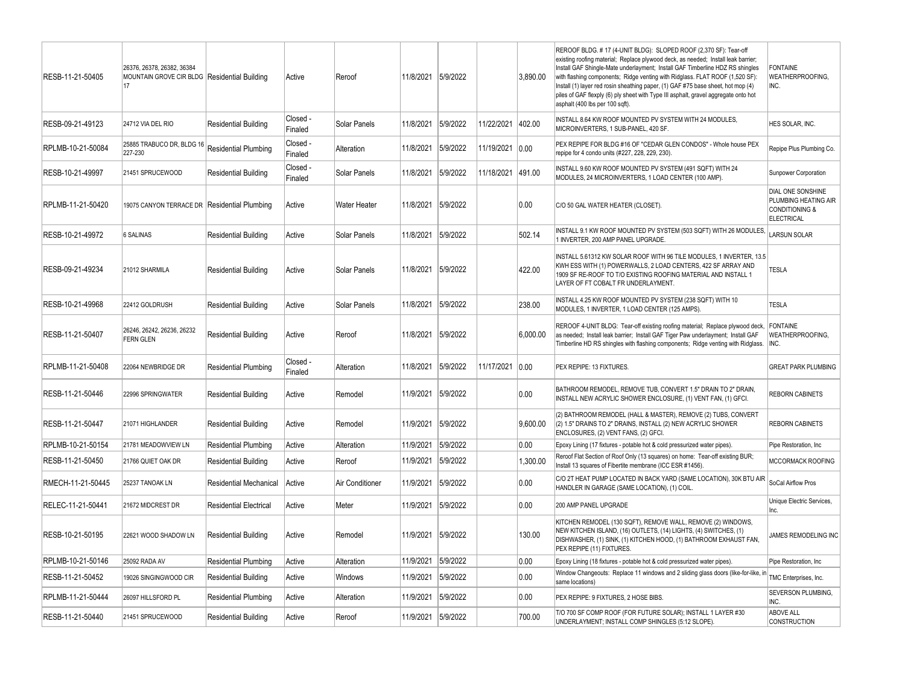| | | | | | | | | | | |
|---|---|---|---|---|---|---|---|---|---|---|
| RESB-11-21-50405 | 26376, 26378, 26382, 36384 MOUNTAIN GROVE CIR BLDG 17 | Residential Building | Active | Reroof | 11/8/2021 | 5/9/2022 | | 3,890.00 | REROOF BLDG. # 17 (4-UNIT BLDG): SLOPED ROOF (2,370 SF): Tear-off existing roofing material; Replace plywood deck, as needed; Install leak barrier; Install GAF Shingle-Mate underlayment; Install GAF Timberline HDZ RS shingles with flashing components; Ridge venting with Ridglass. FLAT ROOF (1,520 SF): Install (1) layer red rosin sheathing paper, (1) GAF #75 base sheet, hot mop (4) piles of GAF flexply (6) ply sheet with Type III asphalt, gravel aggregate onto hot asphalt (400 lbs per 100 sqft). | FONTAINE WEATHERPROOFING, INC. |
| RESB-09-21-49123 | 24712 VIA DEL RIO | Residential Building | Closed - Finaled | Solar Panels | 11/8/2021 | 5/9/2022 | 11/22/2021 | 402.00 | INSTALL 8.64 KW ROOF MOUNTED PV SYSTEM WITH 24 MODULES, MICROINVERTERS, 1 SUB-PANEL, 420 SF. | HES SOLAR, INC. |
| RPLMB-10-21-50084 | 25885 TRABUCO DR, BLDG 16 227-230 | Residential Plumbing | Closed - Finaled | Alteration | 11/8/2021 | 5/9/2022 | 11/19/2021 | 0.00 | PEX REPIPE FOR BLDG #16 OF "CEDAR GLEN CONDOS" - Whole house PEX repipe for 4 condo units (#227, 228, 229, 230). | Repipe Plus Plumbing Co. |
| RESB-10-21-49997 | 21451 SPRUCEWOOD | Residential Building | Closed - Finaled | Solar Panels | 11/8/2021 | 5/9/2022 | 11/18/2021 | 491.00 | INSTALL 9.60 KW ROOF MOUNTED PV SYSTEM (491 SQFT) WITH 24 MODULES, 24 MICROINVERTERS, 1 LOAD CENTER (100 AMP). | Sunpower Corporation |
| RPLMB-11-21-50420 | 19075 CANYON TERRACE DR | Residential Plumbing | Active | Water Heater | 11/8/2021 | 5/9/2022 | | 0.00 | C/O 50 GAL WATER HEATER (CLOSET). | DIAL ONE SONSHINE PLUMBING HEATING AIR CONDITIONING & ELECTRICAL |
| RESB-10-21-49972 | 6 SALINAS | Residential Building | Active | Solar Panels | 11/8/2021 | 5/9/2022 | | 502.14 | INSTALL 9.1 KW ROOF MOUNTED PV SYSTEM (503 SQFT) WITH 26 MODULES, 1 INVERTER, 200 AMP PANEL UPGRADE. | LARSUN SOLAR |
| RESB-09-21-49234 | 21012 SHARMILA | Residential Building | Active | Solar Panels | 11/8/2021 | 5/9/2022 | | 422.00 | INSTALL 5.61312 KW SOLAR ROOF WITH 96 TILE MODULES, 1 INVERTER, 13.5 KWH ESS WITH (1) POWERWALLS, 2 LOAD CENTERS, 422 SF ARRAY AND 1909 SF RE-ROOF TO T/O EXISTING ROOFING MATERIAL AND INSTALL 1 LAYER OF FT COBALT FR UNDERLAYMENT. | TESLA |
| RESB-10-21-49968 | 22412 GOLDRUSH | Residential Building | Active | Solar Panels | 11/8/2021 | 5/9/2022 | | 238.00 | INSTALL 4.25 KW ROOF MOUNTED PV SYSTEM (238 SQFT) WITH 10 MODULES, 1 INVERTER, 1 LOAD CENTER (125 AMPS). | TESLA |
| RESB-11-21-50407 | 26246, 26242, 26236, 26232 FERN GLEN | Residential Building | Active | Reroof | 11/8/2021 | 5/9/2022 | | 6,000.00 | REROOF 4-UNIT BLDG: Tear-off existing roofing material; Replace plywood deck, as needed; Install leak barrier; Install GAF Tiger Paw underlayment; Install GAF Timberline HD RS shingles with flashing components; Ridge venting with Ridglass. | FONTAINE WEATHERPROOFING, INC. |
| RPLMB-11-21-50408 | 22064 NEWBRIDGE DR | Residential Plumbing | Closed - Finaled | Alteration | 11/8/2021 | 5/9/2022 | 11/17/2021 | 0.00 | PEX REPIPE: 13 FIXTURES. | GREAT PARK PLUMBING |
| RESB-11-21-50446 | 22996 SPRINGWATER | Residential Building | Active | Remodel | 11/9/2021 | 5/9/2022 | | 0.00 | BATHROOM REMODEL, REMOVE TUB, CONVERT 1.5" DRAIN TO 2" DRAIN, INSTALL NEW ACRYLIC SHOWER ENCLOSURE, (1) VENT FAN, (1) GFCI. | REBORN CABINETS |
| RESB-11-21-50447 | 21071 HIGHLANDER | Residential Building | Active | Remodel | 11/9/2021 | 5/9/2022 | | 9,600.00 | (2) BATHROOM REMODEL (HALL & MASTER), REMOVE (2) TUBS, CONVERT (2) 1.5" DRAINS TO 2" DRAINS, INSTALL (2) NEW ACRYLIC SHOWER ENCLOSURES, (2) VENT FANS, (2) GFCI. | REBORN CABINETS |
| RPLMB-10-21-50154 | 21781 MEADOWVIEW LN | Residential Plumbing | Active | Alteration | 11/9/2021 | 5/9/2022 | | 0.00 | Epoxy Lining (17 fixtures - potable hot & cold pressurized water pipes). | Pipe Restoration, Inc |
| RESB-11-21-50450 | 21766 QUIET OAK DR | Residential Building | Active | Reroof | 11/9/2021 | 5/9/2022 | | 1,300.00 | Reroof Flat Section of Roof Only (13 squares) on home: Tear-off existing BUR; Install 13 squares of Fibertite membrane (ICC ESR #1456). | MCCORMACK ROOFING |
| RMECH-11-21-50445 | 25237 TANOAK LN | Residential Mechanical | Active | Air Conditioner | 11/9/2021 | 5/9/2022 | | 0.00 | C/O 2T HEAT PUMP LOCATED IN BACK YARD (SAME LOCATION), 30K BTU AIR HANDLER IN GARAGE (SAME LOCATION), (1) COIL. | SoCal Airflow Pros |
| RELEC-11-21-50441 | 21672 MIDCREST DR | Residential Electrical | Active | Meter | 11/9/2021 | 5/9/2022 | | 0.00 | 200 AMP PANEL UPGRADE | Unique Electric Services, Inc. |
| RESB-10-21-50195 | 22621 WOOD SHADOW LN | Residential Building | Active | Remodel | 11/9/2021 | 5/9/2022 | | 130.00 | KITCHEN REMODEL (130 SQFT), REMOVE WALL, REMOVE (2) WINDOWS, NEW KITCHEN ISLAND, (16) OUTLETS, (14) LIGHTS, (4) SWITCHES, (1) DISHWASHER, (1) SINK, (1) KITCHEN HOOD, (1) BATHROOM EXHAUST FAN, PEX REPIPE (11) FIXTURES. | JAMES REMODELING INC |
| RPLMB-10-21-50146 | 25092 RADA AV | Residential Plumbing | Active | Alteration | 11/9/2021 | 5/9/2022 | | 0.00 | Epoxy Lining (18 fixtures - potable hot & cold pressurized water pipes). | Pipe Restoration, Inc |
| RESB-11-21-50452 | 19026 SINGINGWOOD CIR | Residential Building | Active | Windows | 11/9/2021 | 5/9/2022 | | 0.00 | Window Changeouts: Replace 11 windows and 2 sliding glass doors (like-for-like, in same locations) | TMC Enterprises, Inc. |
| RPLMB-11-21-50444 | 26097 HILLSFORD PL | Residential Plumbing | Active | Alteration | 11/9/2021 | 5/9/2022 | | 0.00 | PEX REPIPE: 9 FIXTURES, 2 HOSE BIBS. | SEVERSON PLUMBING, INC. |
| RESB-11-21-50440 | 21451 SPRUCEWOOD | Residential Building | Active | Reroof | 11/9/2021 | 5/9/2022 | | 700.00 | T/O 700 SF COMP ROOF (FOR FUTURE SOLAR); INSTALL 1 LAYER #30 UNDERLAYMENT; INSTALL COMP SHINGLES (5:12 SLOPE). | ABOVE ALL CONSTRUCTION |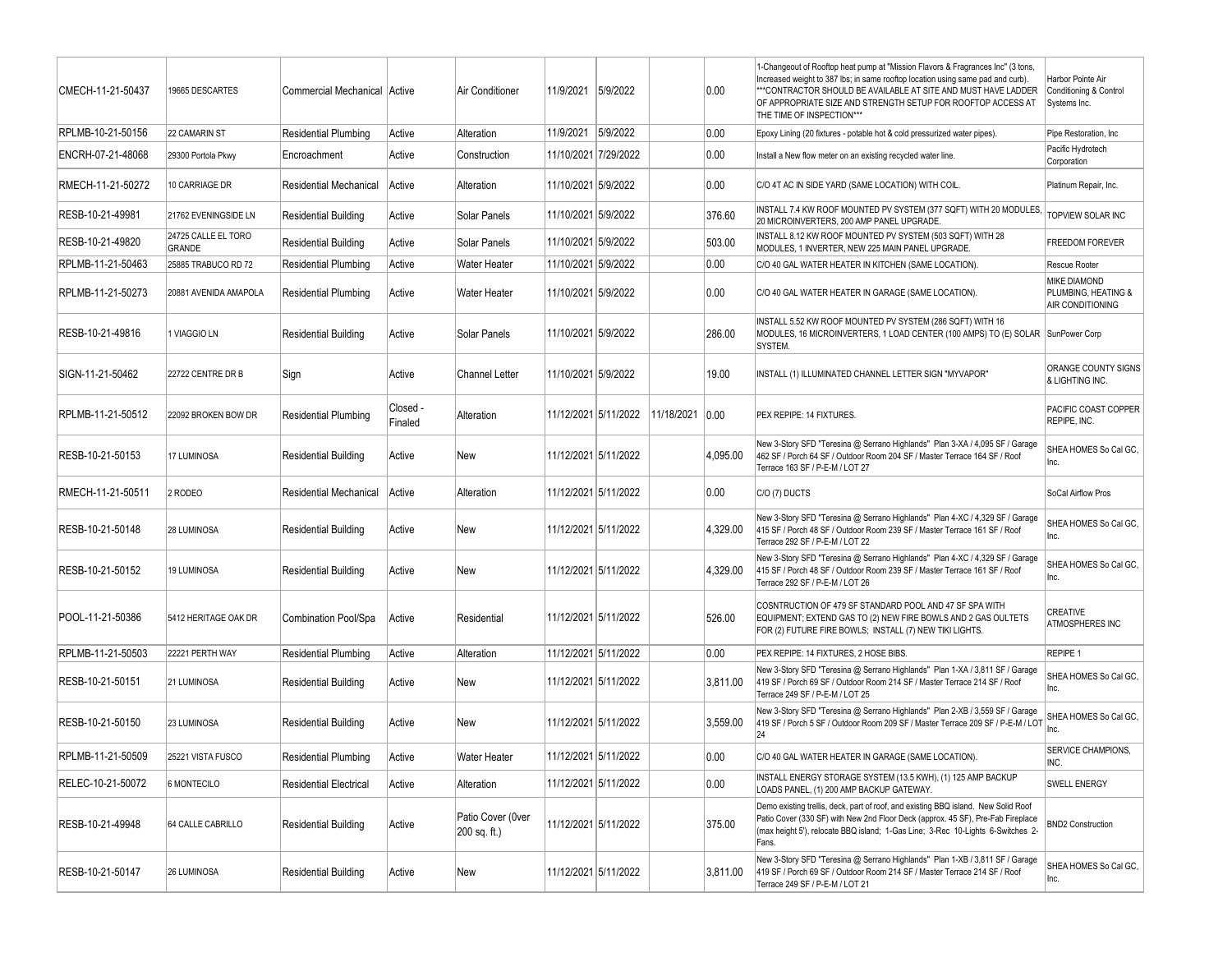| | | | | | | | | | | |
|---|---|---|---|---|---|---|---|---|---|---|
| CMECH-11-21-50437 | 19665 DESCARTES | Commercial Mechanical | Active | Air Conditioner | 11/9/2021 | 5/9/2022 | | 0.00 | 1-Changeout of Rooftop heat pump at "Mission Flavors & Fragrances Inc" (3 tons, Increased weight to 387 lbs; in same rooftop location using same pad and curb). ***CONTRACTOR SHOULD BE AVAILABLE AT SITE AND MUST HAVE LADDER OF APPROPRIATE SIZE AND STRENGTH SETUP FOR ROOFTOP ACCESS AT THE TIME OF INSPECTION*** | Harbor Pointe Air Conditioning & Control Systems Inc. |
| RPLMB-10-21-50156 | 22 CAMARIN ST | Residential Plumbing | Active | Alteration | 11/9/2021 | 5/9/2022 | | 0.00 | Epoxy Lining (20 fixtures - potable hot & cold pressurized water pipes). | Pipe Restoration, Inc |
| ENCRH-07-21-48068 | 29300 Portola Pkwy | Encroachment | Active | Construction | 11/10/2021 | 7/29/2022 | | 0.00 | Install a New flow meter on an existing recycled water line. | Pacific Hydrotech Corporation |
| RMECH-11-21-50272 | 10 CARRIAGE DR | Residential Mechanical | Active | Alteration | 11/10/2021 | 5/9/2022 | | 0.00 | C/O 4T AC IN SIDE YARD (SAME LOCATION) WITH COIL. | Platinum Repair, Inc. |
| RESB-10-21-49981 | 21762 EVENINGSIDE LN | Residential Building | Active | Solar Panels | 11/10/2021 | 5/9/2022 | | 376.60 | INSTALL 7.4 KW ROOF MOUNTED PV SYSTEM (377 SQFT) WITH 20 MODULES, 20 MICROINVERTERS, 200 AMP PANEL UPGRADE. | TOPVIEW SOLAR INC |
| RESB-10-21-49820 | 24725 CALLE EL TORO GRANDE | Residential Building | Active | Solar Panels | 11/10/2021 | 5/9/2022 | | 503.00 | INSTALL 8.12 KW ROOF MOUNTED PV SYSTEM (503 SQFT) WITH 28 MODULES, 1 INVERTER, NEW 225 MAIN PANEL UPGRADE. | FREEDOM FOREVER |
| RPLMB-11-21-50463 | 25885 TRABUCO RD 72 | Residential Plumbing | Active | Water Heater | 11/10/2021 | 5/9/2022 | | 0.00 | C/O 40 GAL WATER HEATER IN KITCHEN (SAME LOCATION). | Rescue Rooter |
| RPLMB-11-21-50273 | 20881 AVENIDA AMAPOLA | Residential Plumbing | Active | Water Heater | 11/10/2021 | 5/9/2022 | | 0.00 | C/O 40 GAL WATER HEATER IN GARAGE (SAME LOCATION). | MIKE DIAMOND PLUMBING, HEATING & AIR CONDITIONING |
| RESB-10-21-49816 | 1 VIAGGIO LN | Residential Building | Active | Solar Panels | 11/10/2021 | 5/9/2022 | | 286.00 | INSTALL 5.52 KW ROOF MOUNTED PV SYSTEM (286 SQFT) WITH 16 MODULES, 16 MICROINVERTERS, 1 LOAD CENTER (100 AMPS) TO (E) SOLAR SYSTEM. | SunPower Corp |
| SIGN-11-21-50462 | 22722 CENTRE DR B | Sign | Active | Channel Letter | 11/10/2021 | 5/9/2022 | | 19.00 | INSTALL (1) ILLUMINATED CHANNEL LETTER SIGN "MYVAPOR" | ORANGE COUNTY SIGNS & LIGHTING INC. |
| RPLMB-11-21-50512 | 22092 BROKEN BOW DR | Residential Plumbing | Closed - Finaled | Alteration | 11/12/2021 | 5/11/2022 | 11/18/2021 | 0.00 | PEX REPIPE: 14 FIXTURES. | PACIFIC COAST COPPER REPIPE, INC. |
| RESB-10-21-50153 | 17 LUMINOSA | Residential Building | Active | New | 11/12/2021 | 5/11/2022 | | 4,095.00 | New 3-Story SFD "Teresina @ Serrano Highlands" Plan 3-XA / 4,095 SF / Garage 462 SF / Porch 64 SF / Outdoor Room 204 SF / Master Terrace 164 SF / Roof Terrace 163 SF / P-E-M / LOT 27 | SHEA HOMES So Cal GC, Inc. |
| RMECH-11-21-50511 | 2 RODEO | Residential Mechanical | Active | Alteration | 11/12/2021 | 5/11/2022 | | 0.00 | C/O (7) DUCTS | SoCal Airflow Pros |
| RESB-10-21-50148 | 28 LUMINOSA | Residential Building | Active | New | 11/12/2021 | 5/11/2022 | | 4,329.00 | New 3-Story SFD "Teresina @ Serrano Highlands" Plan 4-XC / 4,329 SF / Garage 415 SF / Porch 48 SF / Outdoor Room 239 SF / Master Terrace 161 SF / Roof Terrace 292 SF / P-E-M / LOT 22 | SHEA HOMES So Cal GC, Inc. |
| RESB-10-21-50152 | 19 LUMINOSA | Residential Building | Active | New | 11/12/2021 | 5/11/2022 | | 4,329.00 | New 3-Story SFD "Teresina @ Serrano Highlands" Plan 4-XC / 4,329 SF / Garage 415 SF / Porch 48 SF / Outdoor Room 239 SF / Master Terrace 161 SF / Roof Terrace 292 SF / P-E-M / LOT 26 | SHEA HOMES So Cal GC, Inc. |
| POOL-11-21-50386 | 5412 HERITAGE OAK DR | Combination Pool/Spa | Active | Residential | 11/12/2021 | 5/11/2022 | | 526.00 | COSNTRUCTION OF 479 SF STANDARD POOL AND 47 SF SPA WITH EQUIPMENT; EXTEND GAS TO (2) NEW FIRE BOWLS AND 2 GAS OULTETS FOR (2) FUTURE FIRE BOWLS; INSTALL (7) NEW TIKI LIGHTS. | CREATIVE ATMOSPHERES INC |
| RPLMB-11-21-50503 | 22221 PERTH WAY | Residential Plumbing | Active | Alteration | 11/12/2021 | 5/11/2022 | | 0.00 | PEX REPIPE: 14 FIXTURES, 2 HOSE BIBS. | REPIPE 1 |
| RESB-10-21-50151 | 21 LUMINOSA | Residential Building | Active | New | 11/12/2021 | 5/11/2022 | | 3,811.00 | New 3-Story SFD "Teresina @ Serrano Highlands" Plan 1-XA / 3,811 SF / Garage 419 SF / Porch 69 SF / Outdoor Room 214 SF / Master Terrace 214 SF / Roof Terrace 249 SF / P-E-M / LOT 25 | SHEA HOMES So Cal GC, Inc. |
| RESB-10-21-50150 | 23 LUMINOSA | Residential Building | Active | New | 11/12/2021 | 5/11/2022 | | 3,559.00 | New 3-Story SFD "Teresina @ Serrano Highlands" Plan 2-XB / 3,559 SF / Garage 419 SF / Porch 5 SF / Outdoor Room 209 SF / Master Terrace 209 SF / P-E-M / LOT 24 | SHEA HOMES So Cal GC, Inc. |
| RPLMB-11-21-50509 | 25221 VISTA FUSCO | Residential Plumbing | Active | Water Heater | 11/12/2021 | 5/11/2022 | | 0.00 | C/O 40 GAL WATER HEATER IN GARAGE (SAME LOCATION). | SERVICE CHAMPIONS, INC. |
| RELEC-10-21-50072 | 6 MONTECILO | Residential Electrical | Active | Alteration | 11/12/2021 | 5/11/2022 | | 0.00 | INSTALL ENERGY STORAGE SYSTEM (13.5 KWH), (1) 125 AMP BACKUP LOADS PANEL, (1) 200 AMP BACKUP GATEWAY. | SWELL ENERGY |
| RESB-10-21-49948 | 64 CALLE CABRILLO | Residential Building | Active | Patio Cover (0ver 200 sq. ft.) | 11/12/2021 | 5/11/2022 | | 375.00 | Demo existing trellis, deck, part of roof, and existing BBQ island. New Solid Roof Patio Cover (330 SF) with New 2nd Floor Deck (approx. 45 SF), Pre-Fab Fireplace (max height 5'), relocate BBQ island; 1-Gas Line; 3-Rec 10-Lights 6-Switches 2-Fans. | BND2 Construction |
| RESB-10-21-50147 | 26 LUMINOSA | Residential Building | Active | New | 11/12/2021 | 5/11/2022 | | 3,811.00 | New 3-Story SFD "Teresina @ Serrano Highlands" Plan 1-XB / 3,811 SF / Garage 419 SF / Porch 69 SF / Outdoor Room 214 SF / Master Terrace 214 SF / Roof Terrace 249 SF / P-E-M / LOT 21 | SHEA HOMES So Cal GC, Inc. |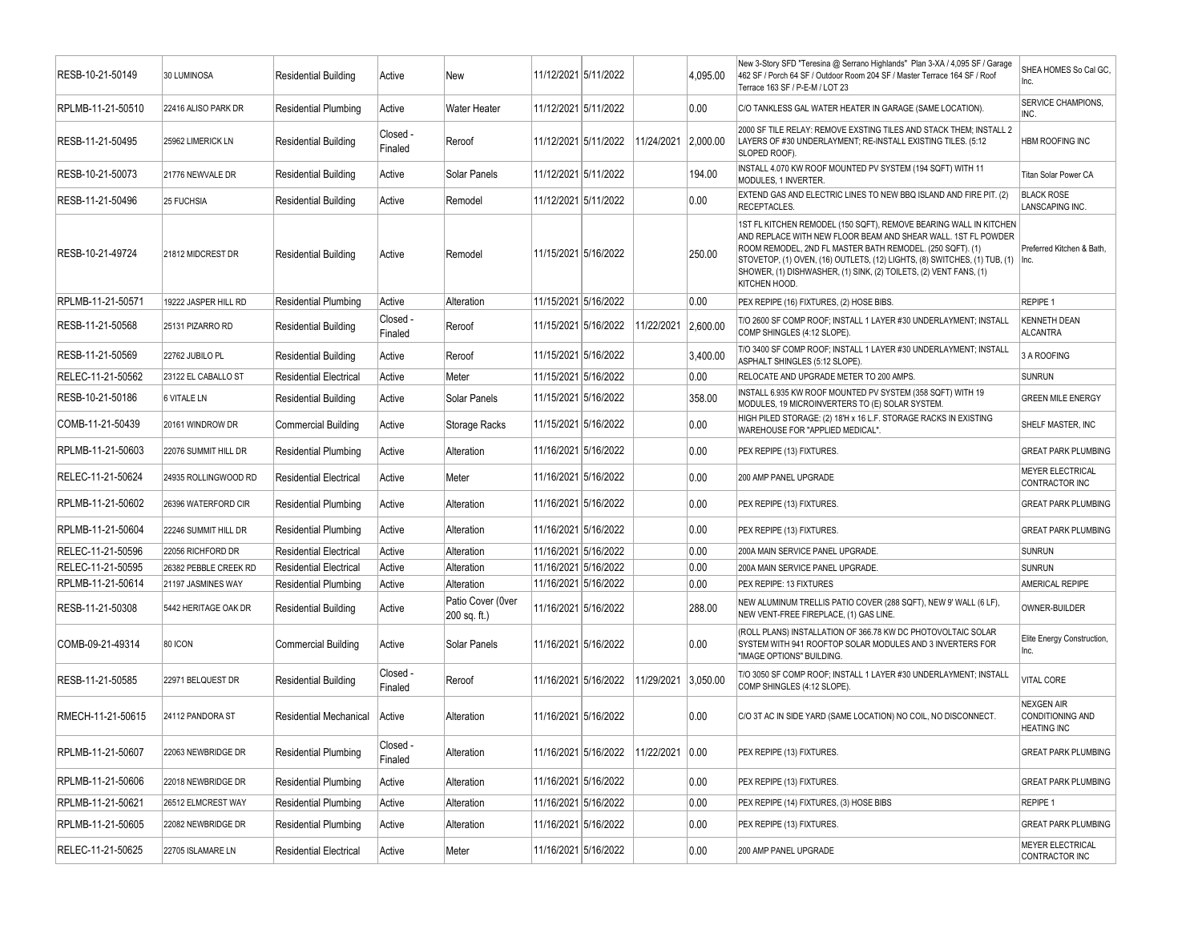| RESB-10-21-50149 | 30 LUMINOSA | Residential Building | Active | New | 11/12/2021 | 5/11/2022 | | 4,095.00 | New 3-Story SFD "Teresina @ Serrano Highlands" Plan 3-XA / 4,095 SF / Garage 462 SF / Porch 64 SF / Outdoor Room 204 SF / Master Terrace 164 SF / Roof Terrace 163 SF / P-E-M / LOT 23 | SHEA HOMES So Cal GC, Inc. |
|---|---|---|---|---|---|---|---|---|---|---|
| RPLMB-11-21-50510 | 22416 ALISO PARK DR | Residential Plumbing | Active | Water Heater | 11/12/2021 | 5/11/2022 | | 0.00 | C/O TANKLESS GAL WATER HEATER IN GARAGE (SAME LOCATION). | SERVICE CHAMPIONS, INC. |
| RESB-11-21-50495 | 25962 LIMERICK LN | Residential Building | Closed - Finaled | Reroof | 11/12/2021 | 5/11/2022 | 11/24/2021 | 2,000.00 | 2000 SF TILE RELAY: REMOVE EXSTING TILES AND STACK THEM; INSTALL 2 LAYERS OF #30 UNDERLAYMENT; RE-INSTALL EXISTING TILES. (5:12 SLOPED ROOF). | HBM ROOFING INC |
| RESB-10-21-50073 | 21776 NEWVALE DR | Residential Building | Active | Solar Panels | 11/12/2021 | 5/11/2022 | | 194.00 | INSTALL 4.070 KW ROOF MOUNTED PV SYSTEM (194 SQFT) WITH 11 MODULES, 1 INVERTER. | Titan Solar Power CA |
| RESB-11-21-50496 | 25 FUCHSIA | Residential Building | Active | Remodel | 11/12/2021 | 5/11/2022 | | 0.00 | EXTEND GAS AND ELECTRIC LINES TO NEW BBQ ISLAND AND FIRE PIT. (2) RECEPTACLES. | BLACK ROSE LANSCAPING INC. |
| RESB-10-21-49724 | 21812 MIDCREST DR | Residential Building | Active | Remodel | 11/15/2021 | 5/16/2022 | | 250.00 | 1ST FL KITCHEN REMODEL (150 SQFT), REMOVE BEARING WALL IN KITCHEN AND REPLACE WITH NEW FLOOR BEAM AND SHEAR WALL. 1ST FL POWDER ROOM REMODEL, 2ND FL MASTER BATH REMODEL. (250 SQFT). (1) STOVETOP, (1) OVEN, (16) OUTLETS, (12) LIGHTS, (8) SWITCHES, (1) TUB, (1) SHOWER, (1) DISHWASHER, (1) SINK, (2) TOILETS, (2) VENT FANS, (1) KITCHEN HOOD. | Preferred Kitchen & Bath, Inc. |
| RPLMB-11-21-50571 | 19222 JASPER HILL RD | Residential Plumbing | Active | Alteration | 11/15/2021 | 5/16/2022 | | 0.00 | PEX REPIPE (16) FIXTURES, (2) HOSE BIBS. | REPIPE 1 |
| RESB-11-21-50568 | 25131 PIZARRO RD | Residential Building | Closed - Finaled | Reroof | 11/15/2021 | 5/16/2022 | 11/22/2021 | 2,600.00 | T/O 2600 SF COMP ROOF; INSTALL 1 LAYER #30 UNDERLAYMENT; INSTALL COMP SHINGLES (4:12 SLOPE). | KENNETH DEAN ALCANTRA |
| RESB-11-21-50569 | 22762 JUBILO PL | Residential Building | Active | Reroof | 11/15/2021 | 5/16/2022 | | 3,400.00 | T/O 3400 SF COMP ROOF; INSTALL 1 LAYER #30 UNDERLAYMENT; INSTALL ASPHALT SHINGLES (5:12 SLOPE). | 3 A ROOFING |
| RELEC-11-21-50562 | 23122 EL CABALLO ST | Residential Electrical | Active | Meter | 11/15/2021 | 5/16/2022 | | 0.00 | RELOCATE AND UPGRADE METER TO 200 AMPS. | SUNRUN |
| RESB-10-21-50186 | 6 VITALE LN | Residential Building | Active | Solar Panels | 11/15/2021 | 5/16/2022 | | 358.00 | INSTALL 6.935 KW ROOF MOUNTED PV SYSTEM (358 SQFT) WITH 19 MODULES, 19 MICROINVERTERS TO (E) SOLAR SYSTEM. | GREEN MILE ENERGY |
| COMB-11-21-50439 | 20161 WINDROW DR | Commercial Building | Active | Storage Racks | 11/15/2021 | 5/16/2022 | | 0.00 | HIGH PILED STORAGE: (2) 18'H x 16 L.F. STORAGE RACKS IN EXISTING WAREHOUSE FOR "APPLIED MEDICAL". | SHELF MASTER, INC |
| RPLMB-11-21-50603 | 22076 SUMMIT HILL DR | Residential Plumbing | Active | Alteration | 11/16/2021 | 5/16/2022 | | 0.00 | PEX REPIPE (13) FIXTURES. | GREAT PARK PLUMBING |
| RELEC-11-21-50624 | 24935 ROLLINGWOOD RD | Residential Electrical | Active | Meter | 11/16/2021 | 5/16/2022 | | 0.00 | 200 AMP PANEL UPGRADE | MEYER ELECTRICAL CONTRACTOR INC |
| RPLMB-11-21-50602 | 26396 WATERFORD CIR | Residential Plumbing | Active | Alteration | 11/16/2021 | 5/16/2022 | | 0.00 | PEX REPIPE (13) FIXTURES. | GREAT PARK PLUMBING |
| RPLMB-11-21-50604 | 22246 SUMMIT HILL DR | Residential Plumbing | Active | Alteration | 11/16/2021 | 5/16/2022 | | 0.00 | PEX REPIPE (13) FIXTURES. | GREAT PARK PLUMBING |
| RELEC-11-21-50596 | 22056 RICHFORD DR | Residential Electrical | Active | Alteration | 11/16/2021 | 5/16/2022 | | 0.00 | 200A MAIN SERVICE PANEL UPGRADE. | SUNRUN |
| RELEC-11-21-50595 | 26382 PEBBLE CREEK RD | Residential Electrical | Active | Alteration | 11/16/2021 | 5/16/2022 | | 0.00 | 200A MAIN SERVICE PANEL UPGRADE. | SUNRUN |
| RPLMB-11-21-50614 | 21197 JASMINES WAY | Residential Plumbing | Active | Alteration | 11/16/2021 | 5/16/2022 | | 0.00 | PEX REPIPE: 13 FIXTURES | AMERICAL REPIPE |
| RESB-11-21-50308 | 5442 HERITAGE OAK DR | Residential Building | Active | Patio Cover (0ver 200 sq. ft.) | 11/16/2021 | 5/16/2022 | | 288.00 | NEW ALUMINUM TRELLIS PATIO COVER (288 SQFT), NEW 9' WALL (6 LF), NEW VENT-FREE FIREPLACE, (1) GAS LINE. | OWNER-BUILDER |
| COMB-09-21-49314 | 80 ICON | Commercial Building | Active | Solar Panels | 11/16/2021 | 5/16/2022 | | 0.00 | (ROLL PLANS) INSTALLATION OF 366.78 KW DC PHOTOVOLTAIC SOLAR SYSTEM WITH 941 ROOFTOP SOLAR MODULES AND 3 INVERTERS FOR "IMAGE OPTIONS" BUILDING. | Elite Energy Construction, Inc. |
| RESB-11-21-50585 | 22971 BELQUEST DR | Residential Building | Closed - Finaled | Reroof | 11/16/2021 | 5/16/2022 | 11/29/2021 | 3,050.00 | T/O 3050 SF COMP ROOF; INSTALL 1 LAYER #30 UNDERLAYMENT; INSTALL COMP SHINGLES (4:12 SLOPE). | VITAL CORE |
| RMECH-11-21-50615 | 24112 PANDORA ST | Residential Mechanical | Active | Alteration | 11/16/2021 | 5/16/2022 | | 0.00 | C/O 3T AC IN SIDE YARD (SAME LOCATION) NO COIL, NO DISCONNECT. | NEXGEN AIR CONDITIONING AND HEATING INC |
| RPLMB-11-21-50607 | 22063 NEWBRIDGE DR | Residential Plumbing | Closed - Finaled | Alteration | 11/16/2021 | 5/16/2022 | 11/22/2021 | 0.00 | PEX REPIPE (13) FIXTURES. | GREAT PARK PLUMBING |
| RPLMB-11-21-50606 | 22018 NEWBRIDGE DR | Residential Plumbing | Active | Alteration | 11/16/2021 | 5/16/2022 | | 0.00 | PEX REPIPE (13) FIXTURES. | GREAT PARK PLUMBING |
| RPLMB-11-21-50621 | 26512 ELMCREST WAY | Residential Plumbing | Active | Alteration | 11/16/2021 | 5/16/2022 | | 0.00 | PEX REPIPE (14) FIXTURES, (3) HOSE BIBS | REPIPE 1 |
| RPLMB-11-21-50605 | 22082 NEWBRIDGE DR | Residential Plumbing | Active | Alteration | 11/16/2021 | 5/16/2022 | | 0.00 | PEX REPIPE (13) FIXTURES. | GREAT PARK PLUMBING |
| RELEC-11-21-50625 | 22705 ISLAMARE LN | Residential Electrical | Active | Meter | 11/16/2021 | 5/16/2022 | | 0.00 | 200 AMP PANEL UPGRADE | MEYER ELECTRICAL CONTRACTOR INC |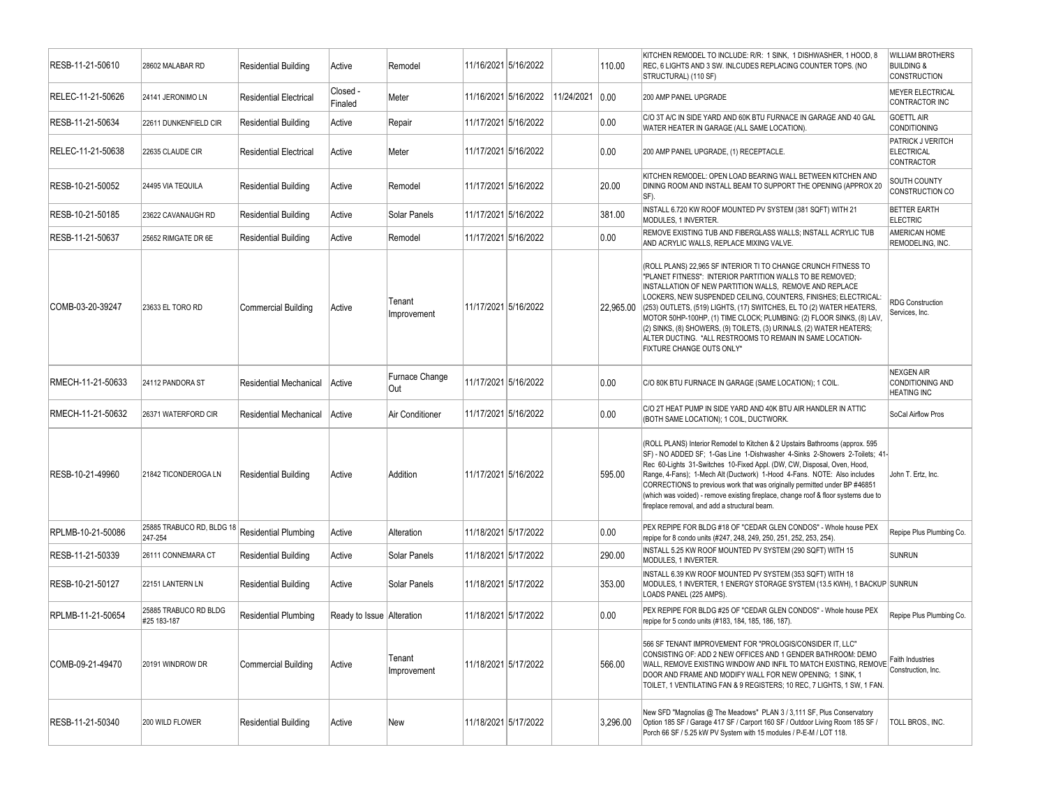| RESB-11-21-50610 | 28602 MALABAR RD | Residential Building | Active | Remodel | 11/16/2021 | 5/16/2022 | | 110.00 | KITCHEN REMODEL TO INCLUDE: R/R: 1 SINK, 1 DISHWASHER, 1 HOOD, 8 REC, 6 LIGHTS AND 3 SW. INLCUDES REPLACING COUNTER TOPS. (NO STRUCTURAL) (110 SF) | WILLIAM BROTHERS BUILDING & CONSTRUCTION |
|---|---|---|---|---|---|---|---|---|---|---|
| RELEC-11-21-50626 | 24141 JERONIMO LN | Residential Electrical | Closed - Finaled | Meter | 11/16/2021 | 5/16/2022 | 11/24/2021 | 0.00 | 200 AMP PANEL UPGRADE | MEYER ELECTRICAL CONTRACTOR INC |
| RESB-11-21-50634 | 22611 DUNKENFIELD CIR | Residential Building | Active | Repair | 11/17/2021 | 5/16/2022 | | 0.00 | C/O 3T A/C IN SIDE YARD AND 60K BTU FURNACE IN GARAGE AND 40 GAL WATER HEATER IN GARAGE (ALL SAME LOCATION). | GOETTL AIR CONDITIONING |
| RELEC-11-21-50638 | 22635 CLAUDE CIR | Residential Electrical | Active | Meter | 11/17/2021 | 5/16/2022 | | 0.00 | 200 AMP PANEL UPGRADE, (1) RECEPTACLE. | PATRICK J VERITCH ELECTRICAL CONTRACTOR |
| RESB-10-21-50052 | 24495 VIA TEQUILA | Residential Building | Active | Remodel | 11/17/2021 | 5/16/2022 | | 20.00 | KITCHEN REMODEL: OPEN LOAD BEARING WALL BETWEEN KITCHEN AND DINING ROOM AND INSTALL BEAM TO SUPPORT THE OPENING (APPROX 20 SF). | SOUTH COUNTY CONSTRUCTION CO |
| RESB-10-21-50185 | 23622 CAVANAUGH RD | Residential Building | Active | Solar Panels | 11/17/2021 | 5/16/2022 | | 381.00 | INSTALL 6.720 KW ROOF MOUNTED PV SYSTEM (381 SQFT) WITH 21 MODULES, 1 INVERTER. | BETTER EARTH ELECTRIC |
| RESB-11-21-50637 | 25652 RIMGATE DR 6E | Residential Building | Active | Remodel | 11/17/2021 | 5/16/2022 | | 0.00 | REMOVE EXISTING TUB AND FIBERGLASS WALLS; INSTALL ACRYLIC TUB AND ACRYLIC WALLS, REPLACE MIXING VALVE. | AMERICAN HOME REMODELING, INC. |
| COMB-03-20-39247 | 23633 EL TORO RD | Commercial Building | Active | Tenant Improvement | 11/17/2021 | 5/16/2022 | | 22,965.00 | (ROLL PLANS) 22,965 SF INTERIOR TI TO CHANGE CRUNCH FITNESS TO "PLANET FITNESS": INTERIOR PARTITION WALLS TO BE REMOVED; INSTALLATION OF NEW PARTITION WALLS, REMOVE AND REPLACE LOCKERS, NEW SUSPENDED CEILING, COUNTERS, FINISHES; ELECTRICAL: (253) OUTLETS, (519) LIGHTS, (17) SWITCHES, EL TO (2) WATER HEATERS, MOTOR 50HP-100HP, (1) TIME CLOCK; PLUMBING: (2) FLOOR SINKS, (8) LAV, (2) SINKS, (8) SHOWERS, (9) TOILETS, (3) URINALS, (2) WATER HEATERS; ALTER DUCTING. *ALL RESTROOMS TO REMAIN IN SAME LOCATION-FIXTURE CHANGE OUTS ONLY* | RDG Construction Services, Inc. |
| RMECH-11-21-50633 | 24112 PANDORA ST | Residential Mechanical | Active | Furnace Change Out | 11/17/2021 | 5/16/2022 | | 0.00 | C/O 80K BTU FURNACE IN GARAGE (SAME LOCATION); 1 COIL. | NEXGEN AIR CONDITIONING AND HEATING INC |
| RMECH-11-21-50632 | 26371 WATERFORD CIR | Residential Mechanical | Active | Air Conditioner | 11/17/2021 | 5/16/2022 | | 0.00 | C/O 2T HEAT PUMP IN SIDE YARD AND 40K BTU AIR HANDLER IN ATTIC (BOTH SAME LOCATION); 1 COIL, DUCTWORK. | SoCal Airflow Pros |
| RESB-10-21-49960 | 21842 TICONDEROGA LN | Residential Building | Active | Addition | 11/17/2021 | 5/16/2022 | | 595.00 | (ROLL PLANS) Interior Remodel to Kitchen & 2 Upstairs Bathrooms (approx. 595 SF) - NO ADDED SF; 1-Gas Line 1-Dishwasher 4-Sinks 2-Showers 2-Toilets; 41-Rec 60-Lights 31-Switches 10-Fixed Appl. (DW, CW, Disposal, Oven, Hood, Range, 4-Fans); 1-Mech Alt (Ductwork) 1-Hood 4-Fans. NOTE: Also includes CORRECTIONS to previous work that was originally permitted under BP #46851 (which was voided) - remove existing fireplace, change roof & floor systems due to fireplace removal, and add a structural beam. | John T. Ertz, Inc. |
| RPLMB-10-21-50086 | 25885 TRABUCO RD, BLDG 18 247-254 | Residential Plumbing | Active | Alteration | 11/18/2021 | 5/17/2022 | | 0.00 | PEX REPIPE FOR BLDG #18 OF "CEDAR GLEN CONDOS" - Whole house PEX repipe for 8 condo units (#247, 248, 249, 250, 251, 252, 253, 254). | Repipe Plus Plumbing Co. |
| RESB-11-21-50339 | 26111 CONNEMARA CT | Residential Building | Active | Solar Panels | 11/18/2021 | 5/17/2022 | | 290.00 | INSTALL 5.25 KW ROOF MOUNTED PV SYSTEM (290 SQFT) WITH 15 MODULES, 1 INVERTER. | SUNRUN |
| RESB-10-21-50127 | 22151 LANTERN LN | Residential Building | Active | Solar Panels | 11/18/2021 | 5/17/2022 | | 353.00 | INSTALL 6.39 KW ROOF MOUNTED PV SYSTEM (353 SQFT) WITH 18 MODULES, 1 INVERTER, 1 ENERGY STORAGE SYSTEM (13.5 KWH), 1 BACKUP LOADS PANEL (225 AMPS). | SUNRUN |
| RPLMB-11-21-50654 | 25885 TRABUCO RD BLDG #25 183-187 | Residential Plumbing | Ready to Issue | Alteration | 11/18/2021 | 5/17/2022 | | 0.00 | PEX REPIPE FOR BLDG #25 OF "CEDAR GLEN CONDOS" - Whole house PEX repipe for 5 condo units (#183, 184, 185, 186, 187). | Repipe Plus Plumbing Co. |
| COMB-09-21-49470 | 20191 WINDROW DR | Commercial Building | Active | Tenant Improvement | 11/18/2021 | 5/17/2022 | | 566.00 | 566 SF TENANT IMPROVEMENT FOR "PROLOGIS/CONSIDER IT, LLC" CONSISTING OF: ADD 2 NEW OFFICES AND 1 GENDER BATHROOM: DEMO WALL, REMOVE EXISTING WINDOW AND INFIL TO MATCH EXISTING, REMOVE DOOR AND FRAME AND MODIFY WALL FOR NEW OPENING; 1 SINK, 1 TOILET, 1 VENTILATING FAN & 9 REGISTERS; 10 REC, 7 LIGHTS, 1 SW, 1 FAN. | Faith Industries Construction, Inc. |
| RESB-11-21-50340 | 200 WILD FLOWER | Residential Building | Active | New | 11/18/2021 | 5/17/2022 | | 3,296.00 | New SFD "Magnolias @ The Meadows" PLAN 3 / 3,111 SF, Plus Conservatory Option 185 SF / Garage 417 SF / Carport 160 SF / Outdoor Living Room 185 SF / Porch 66 SF / 5.25 kW PV System with 15 modules / P-E-M / LOT 118. | TOLL BROS., INC. |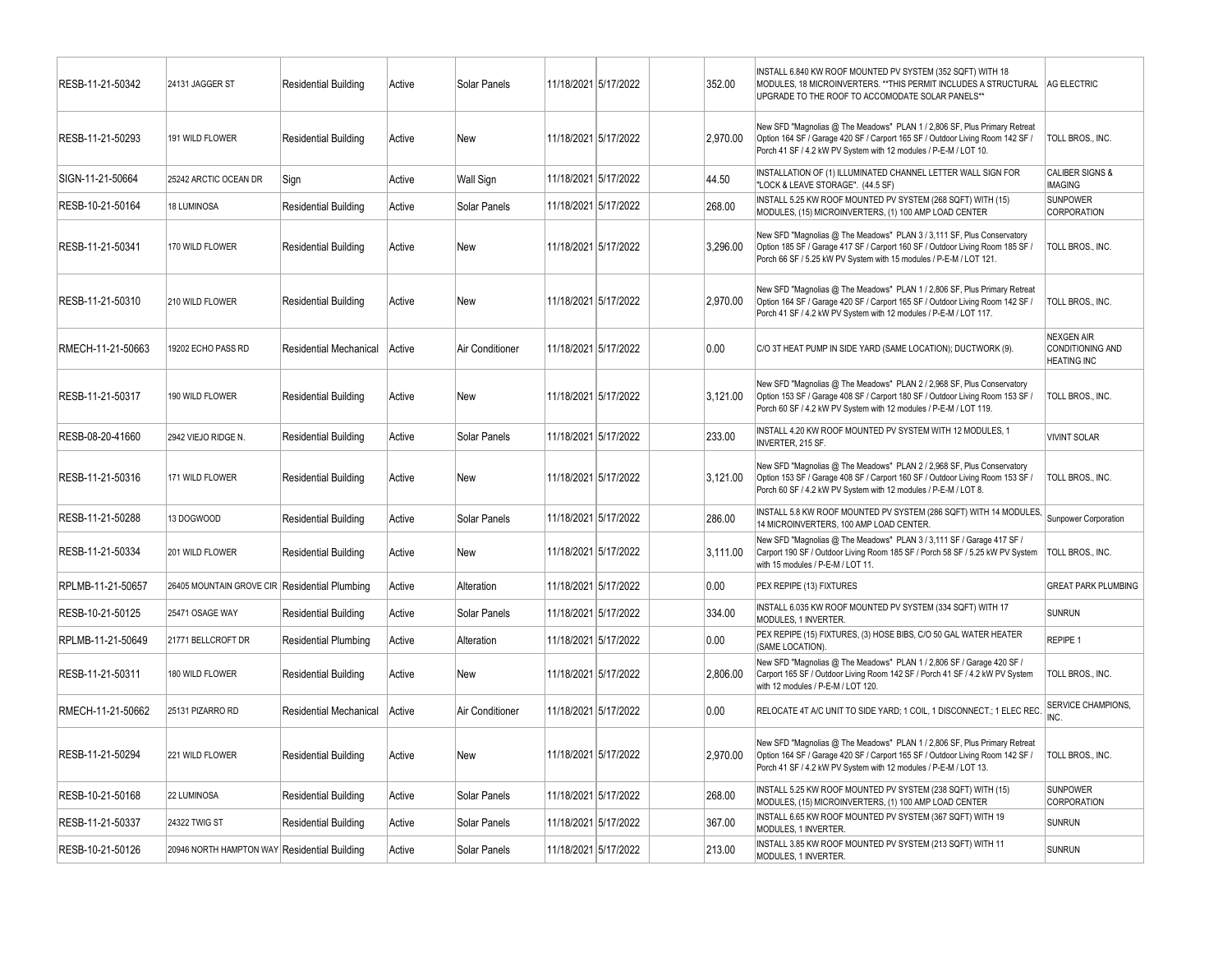| | | | | | | | | | | |
|---|---|---|---|---|---|---|---|---|---|---|
| RESB-11-21-50342 | 24131 JAGGER ST | Residential Building | Active | Solar Panels | 11/18/2021 | 5/17/2022 | | 352.00 | INSTALL 6.840 KW ROOF MOUNTED PV SYSTEM (352 SQFT) WITH 18 MODULES, 18 MICROINVERTERS. **THIS PERMIT INCLUDES A STRUCTURAL UPGRADE TO THE ROOF TO ACCOMODATE SOLAR PANELS** | AG ELECTRIC |
| RESB-11-21-50293 | 191 WILD FLOWER | Residential Building | Active | New | 11/18/2021 | 5/17/2022 | | 2,970.00 | New SFD "Magnolias @ The Meadows" PLAN 1 / 2,806 SF, Plus Primary Retreat Option 164 SF / Garage 420 SF / Carport 165 SF / Outdoor Living Room 142 SF / Porch 41 SF / 4.2 kW PV System with 12 modules / P-E-M / LOT 10. | TOLL BROS., INC. |
| SIGN-11-21-50664 | 25242 ARCTIC OCEAN DR | Sign | Active | Wall Sign | 11/18/2021 | 5/17/2022 | | 44.50 | INSTALLATION OF (1) ILLUMINATED CHANNEL LETTER WALL SIGN FOR "LOCK & LEAVE STORAGE". (44.5 SF) | CALIBER SIGNS & IMAGING |
| RESB-10-21-50164 | 18 LUMINOSA | Residential Building | Active | Solar Panels | 11/18/2021 | 5/17/2022 | | 268.00 | INSTALL 5.25 KW ROOF MOUNTED PV SYSTEM (268 SQFT) WITH (15) MODULES, (15) MICROINVERTERS, (1) 100 AMP LOAD CENTER | SUNPOWER CORPORATION |
| RESB-11-21-50341 | 170 WILD FLOWER | Residential Building | Active | New | 11/18/2021 | 5/17/2022 | | 3,296.00 | New SFD "Magnolias @ The Meadows" PLAN 3 / 3,111 SF, Plus Conservatory Option 185 SF / Garage 417 SF / Carport 160 SF / Outdoor Living Room 185 SF / Porch 66 SF / 5.25 kW PV System with 15 modules / P-E-M / LOT 121. | TOLL BROS., INC. |
| RESB-11-21-50310 | 210 WILD FLOWER | Residential Building | Active | New | 11/18/2021 | 5/17/2022 | | 2,970.00 | New SFD "Magnolias @ The Meadows" PLAN 1 / 2,806 SF, Plus Primary Retreat Option 164 SF / Garage 420 SF / Carport 165 SF / Outdoor Living Room 142 SF / Porch 41 SF / 4.2 kW PV System with 12 modules / P-E-M / LOT 117. | TOLL BROS., INC. |
| RMECH-11-21-50663 | 19202 ECHO PASS RD | Residential Mechanical | Active | Air Conditioner | 11/18/2021 | 5/17/2022 | | 0.00 | C/O 3T HEAT PUMP IN SIDE YARD (SAME LOCATION); DUCTWORK (9). | NEXGEN AIR CONDITIONING AND HEATING INC |
| RESB-11-21-50317 | 190 WILD FLOWER | Residential Building | Active | New | 11/18/2021 | 5/17/2022 | | 3,121.00 | New SFD "Magnolias @ The Meadows" PLAN 2 / 2,968 SF, Plus Conservatory Option 153 SF / Garage 408 SF / Carport 180 SF / Outdoor Living Room 153 SF / Porch 60 SF / 4.2 kW PV System with 12 modules / P-E-M / LOT 119. | TOLL BROS., INC. |
| RESB-08-20-41660 | 2942 VIEJO RIDGE N. | Residential Building | Active | Solar Panels | 11/18/2021 | 5/17/2022 | | 233.00 | INSTALL 4.20 KW ROOF MOUNTED PV SYSTEM WITH 12 MODULES, 1 INVERTER, 215 SF. | VIVINT SOLAR |
| RESB-11-21-50316 | 171 WILD FLOWER | Residential Building | Active | New | 11/18/2021 | 5/17/2022 | | 3,121.00 | New SFD "Magnolias @ The Meadows" PLAN 2 / 2,968 SF, Plus Conservatory Option 153 SF / Garage 408 SF / Carport 160 SF / Outdoor Living Room 153 SF / Porch 60 SF / 4.2 kW PV System with 12 modules / P-E-M / LOT 8. | TOLL BROS., INC. |
| RESB-11-21-50288 | 13 DOGWOOD | Residential Building | Active | Solar Panels | 11/18/2021 | 5/17/2022 | | 286.00 | INSTALL 5.8 KW ROOF MOUNTED PV SYSTEM (286 SQFT) WITH 14 MODULES, 14 MICROINVERTERS, 100 AMP LOAD CENTER. | Sunpower Corporation |
| RESB-11-21-50334 | 201 WILD FLOWER | Residential Building | Active | New | 11/18/2021 | 5/17/2022 | | 3,111.00 | New SFD "Magnolias @ The Meadows" PLAN 3 / 3,111 SF / Garage 417 SF / Carport 190 SF / Outdoor Living Room 185 SF / Porch 58 SF / 5.25 kW PV System with 15 modules / P-E-M / LOT 11. | TOLL BROS., INC. |
| RPLMB-11-21-50657 | 26405 MOUNTAIN GROVE CIR | Residential Plumbing | Active | Alteration | 11/18/2021 | 5/17/2022 | | 0.00 | PEX REPIPE (13) FIXTURES | GREAT PARK PLUMBING |
| RESB-10-21-50125 | 25471 OSAGE WAY | Residential Building | Active | Solar Panels | 11/18/2021 | 5/17/2022 | | 334.00 | INSTALL 6.035 KW ROOF MOUNTED PV SYSTEM (334 SQFT) WITH 17 MODULES, 1 INVERTER. | SUNRUN |
| RPLMB-11-21-50649 | 21771 BELLCROFT DR | Residential Plumbing | Active | Alteration | 11/18/2021 | 5/17/2022 | | 0.00 | PEX REPIPE (15) FIXTURES, (3) HOSE BIBS, C/O 50 GAL WATER HEATER (SAME LOCATION). | REPIPE 1 |
| RESB-11-21-50311 | 180 WILD FLOWER | Residential Building | Active | New | 11/18/2021 | 5/17/2022 | | 2,806.00 | New SFD "Magnolias @ The Meadows" PLAN 1 / 2,806 SF / Garage 420 SF / Carport 165 SF / Outdoor Living Room 142 SF / Porch 41 SF / 4.2 kW PV System with 12 modules / P-E-M / LOT 120. | TOLL BROS., INC. |
| RMECH-11-21-50662 | 25131 PIZARRO RD | Residential Mechanical | Active | Air Conditioner | 11/18/2021 | 5/17/2022 | | 0.00 | RELOCATE 4T A/C UNIT TO SIDE YARD; 1 COIL, 1 DISCONNECT.; 1 ELEC REC. | SERVICE CHAMPIONS, INC. |
| RESB-11-21-50294 | 221 WILD FLOWER | Residential Building | Active | New | 11/18/2021 | 5/17/2022 | | 2,970.00 | New SFD "Magnolias @ The Meadows" PLAN 1 / 2,806 SF, Plus Primary Retreat Option 164 SF / Garage 420 SF / Carport 165 SF / Outdoor Living Room 142 SF / Porch 41 SF / 4.2 kW PV System with 12 modules / P-E-M / LOT 13. | TOLL BROS., INC. |
| RESB-10-21-50168 | 22 LUMINOSA | Residential Building | Active | Solar Panels | 11/18/2021 | 5/17/2022 | | 268.00 | INSTALL 5.25 KW ROOF MOUNTED PV SYSTEM (238 SQFT) WITH (15) MODULES, (15) MICROINVERTERS, (1) 100 AMP LOAD CENTER | SUNPOWER CORPORATION |
| RESB-11-21-50337 | 24322 TWIG ST | Residential Building | Active | Solar Panels | 11/18/2021 | 5/17/2022 | | 367.00 | INSTALL 6.65 KW ROOF MOUNTED PV SYSTEM (367 SQFT) WITH 19 MODULES, 1 INVERTER. | SUNRUN |
| RESB-10-21-50126 | 20946 NORTH HAMPTON WAY | Residential Building | Active | Solar Panels | 11/18/2021 | 5/17/2022 | | 213.00 | INSTALL 3.85 KW ROOF MOUNTED PV SYSTEM (213 SQFT) WITH 11 MODULES, 1 INVERTER. | SUNRUN |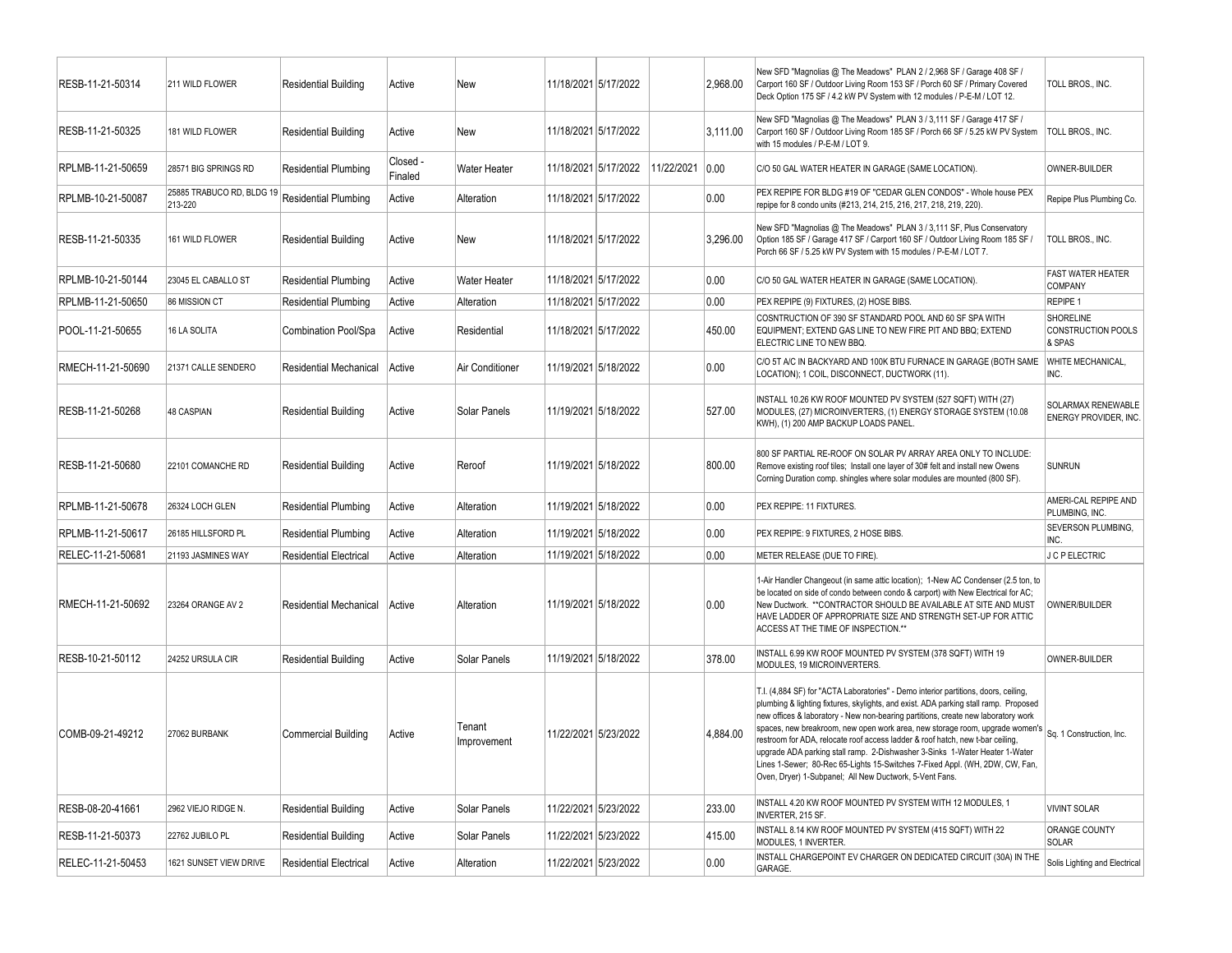| | | | | | | | | | | |
|---|---|---|---|---|---|---|---|---|---|---|
| RESB-11-21-50314 | 211 WILD FLOWER | Residential Building | Active | New | 11/18/2021 | 5/17/2022 | | 2,968.00 | New SFD "Magnolias @ The Meadows" PLAN 2 / 2,968 SF / Garage 408 SF / Carport 160 SF / Outdoor Living Room 153 SF / Porch 60 SF / Primary Covered Deck Option 175 SF / 4.2 kW PV System with 12 modules / P-E-M / LOT 12. | TOLL BROS., INC. |
| RESB-11-21-50325 | 181 WILD FLOWER | Residential Building | Active | New | 11/18/2021 | 5/17/2022 | | 3,111.00 | New SFD "Magnolias @ The Meadows" PLAN 3 / 3,111 SF / Garage 417 SF / Carport 160 SF / Outdoor Living Room 185 SF / Porch 66 SF / 5.25 kW PV System with 15 modules / P-E-M / LOT 9. | TOLL BROS., INC. |
| RPLMB-11-21-50659 | 28571 BIG SPRINGS RD | Residential Plumbing | Closed - Finaled | Water Heater | 11/18/2021 | 5/17/2022 | 11/22/2021 | 0.00 | C/O 50 GAL WATER HEATER IN GARAGE (SAME LOCATION). | OWNER-BUILDER |
| RPLMB-10-21-50087 | 25885 TRABUCO RD, BLDG 19 213-220 | Residential Plumbing | Active | Alteration | 11/18/2021 | 5/17/2022 | | 0.00 | PEX REPIPE FOR BLDG #19 OF "CEDAR GLEN CONDOS" - Whole house PEX repipe for 8 condo units (#213, 214, 215, 216, 217, 218, 219, 220). | Repipe Plus Plumbing Co. |
| RESB-11-21-50335 | 161 WILD FLOWER | Residential Building | Active | New | 11/18/2021 | 5/17/2022 | | 3,296.00 | New SFD "Magnolias @ The Meadows" PLAN 3 / 3,111 SF, Plus Conservatory Option 185 SF / Garage 417 SF / Carport 160 SF / Outdoor Living Room 185 SF / Porch 66 SF / 5.25 kW PV System with 15 modules / P-E-M / LOT 7. | TOLL BROS., INC. |
| RPLMB-10-21-50144 | 23045 EL CABALLO ST | Residential Plumbing | Active | Water Heater | 11/18/2021 | 5/17/2022 | | 0.00 | C/O 50 GAL WATER HEATER IN GARAGE (SAME LOCATION). | FAST WATER HEATER COMPANY |
| RPLMB-11-21-50650 | 86 MISSION CT | Residential Plumbing | Active | Alteration | 11/18/2021 | 5/17/2022 | | 0.00 | PEX REPIPE (9) FIXTURES, (2) HOSE BIBS. | REPIPE 1 |
| POOL-11-21-50655 | 16 LA SOLITA | Combination Pool/Spa | Active | Residential | 11/18/2021 | 5/17/2022 | | 450.00 | COSNTRUCTION OF 390 SF STANDARD POOL AND 60 SF SPA WITH EQUIPMENT; EXTEND GAS LINE TO NEW FIRE PIT AND BBQ; EXTEND ELECTRIC LINE TO NEW BBQ. | SHORELINE CONSTRUCTION POOLS & SPAS |
| RMECH-11-21-50690 | 21371 CALLE SENDERO | Residential Mechanical | Active | Air Conditioner | 11/19/2021 | 5/18/2022 | | 0.00 | C/O 5T A/C IN BACKYARD AND 100K BTU FURNACE IN GARAGE (BOTH SAME LOCATION); 1 COIL, DISCONNECT, DUCTWORK (11). | WHITE MECHANICAL, INC. |
| RESB-11-21-50268 | 48 CASPIAN | Residential Building | Active | Solar Panels | 11/19/2021 | 5/18/2022 | | 527.00 | INSTALL 10.26 KW ROOF MOUNTED PV SYSTEM (527 SQFT) WITH (27) MODULES, (27) MICROINVERTERS, (1) ENERGY STORAGE SYSTEM (10.08 KWH), (1) 200 AMP BACKUP LOADS PANEL. | SOLARMAX RENEWABLE ENERGY PROVIDER, INC. |
| RESB-11-21-50680 | 22101 COMANCHE RD | Residential Building | Active | Reroof | 11/19/2021 | 5/18/2022 | | 800.00 | 800 SF PARTIAL RE-ROOF ON SOLAR PV ARRAY AREA ONLY TO INCLUDE: Remove existing roof tiles; Install one layer of 30# felt and install new Owens Corning Duration comp. shingles where solar modules are mounted (800 SF). | SUNRUN |
| RPLMB-11-21-50678 | 26324 LOCH GLEN | Residential Plumbing | Active | Alteration | 11/19/2021 | 5/18/2022 | | 0.00 | PEX REPIPE: 11 FIXTURES. | AMERI-CAL REPIPE AND PLUMBING, INC. |
| RPLMB-11-21-50617 | 26185 HILLSFORD PL | Residential Plumbing | Active | Alteration | 11/19/2021 | 5/18/2022 | | 0.00 | PEX REPIPE: 9 FIXTURES, 2 HOSE BIBS. | SEVERSON PLUMBING, INC. |
| RELEC-11-21-50681 | 21193 JASMINES WAY | Residential Electrical | Active | Alteration | 11/19/2021 | 5/18/2022 | | 0.00 | METER RELEASE (DUE TO FIRE). | J C P ELECTRIC |
| RMECH-11-21-50692 | 23264 ORANGE AV 2 | Residential Mechanical | Active | Alteration | 11/19/2021 | 5/18/2022 | | 0.00 | 1-Air Handler Changeout (in same attic location); 1-New AC Condenser (2.5 ton, to be located on side of condo between condo & carport) with New Electrical for AC; New Ductwork. **CONTRACTOR SHOULD BE AVAILABLE AT SITE AND MUST HAVE LADDER OF APPROPRIATE SIZE AND STRENGTH SET-UP FOR ATTIC ACCESS AT THE TIME OF INSPECTION.** | OWNER/BUILDER |
| RESB-10-21-50112 | 24252 URSULA CIR | Residential Building | Active | Solar Panels | 11/19/2021 | 5/18/2022 | | 378.00 | INSTALL 6.99 KW ROOF MOUNTED PV SYSTEM (378 SQFT) WITH 19 MODULES, 19 MICROINVERTERS. | OWNER-BUILDER |
| COMB-09-21-49212 | 27062 BURBANK | Commercial Building | Active | Tenant Improvement | 11/22/2021 | 5/23/2022 | | 4,884.00 | T.I. (4,884 SF) for "ACTA Laboratories" - Demo interior partitions, doors, ceiling, plumbing & lighting fixtures, skylights, and exist. ADA parking stall ramp. Proposed new offices & laboratory - New non-bearing partitions, create new laboratory work spaces, new breakroom, new open work area, new storage room, upgrade women's restroom for ADA, relocate roof access ladder & roof hatch, new t-bar ceiling, upgrade ADA parking stall ramp. 2-Dishwasher 3-Sinks 1-Water Heater 1-Water Lines 1-Sewer; 80-Rec 65-Lights 15-Switches 7-Fixed Appl. (WH, 2DW, CW, Fan, Oven, Dryer) 1-Subpanel; All New Ductwork, 5-Vent Fans. | Sq. 1 Construction, Inc. |
| RESB-08-20-41661 | 2962 VIEJO RIDGE N. | Residential Building | Active | Solar Panels | 11/22/2021 | 5/23/2022 | | 233.00 | INSTALL 4.20 KW ROOF MOUNTED PV SYSTEM WITH 12 MODULES, 1 INVERTER, 215 SF. | VIVINT SOLAR |
| RESB-11-21-50373 | 22762 JUBILO PL | Residential Building | Active | Solar Panels | 11/22/2021 | 5/23/2022 | | 415.00 | INSTALL 8.14 KW ROOF MOUNTED PV SYSTEM (415 SQFT) WITH 22 MODULES, 1 INVERTER. | ORANGE COUNTY SOLAR |
| RELEC-11-21-50453 | 1621 SUNSET VIEW DRIVE | Residential Electrical | Active | Alteration | 11/22/2021 | 5/23/2022 | | 0.00 | INSTALL CHARGEPOINT EV CHARGER ON DEDICATED CIRCUIT (30A) IN THE GARAGE. | Solis Lighting and Electrical |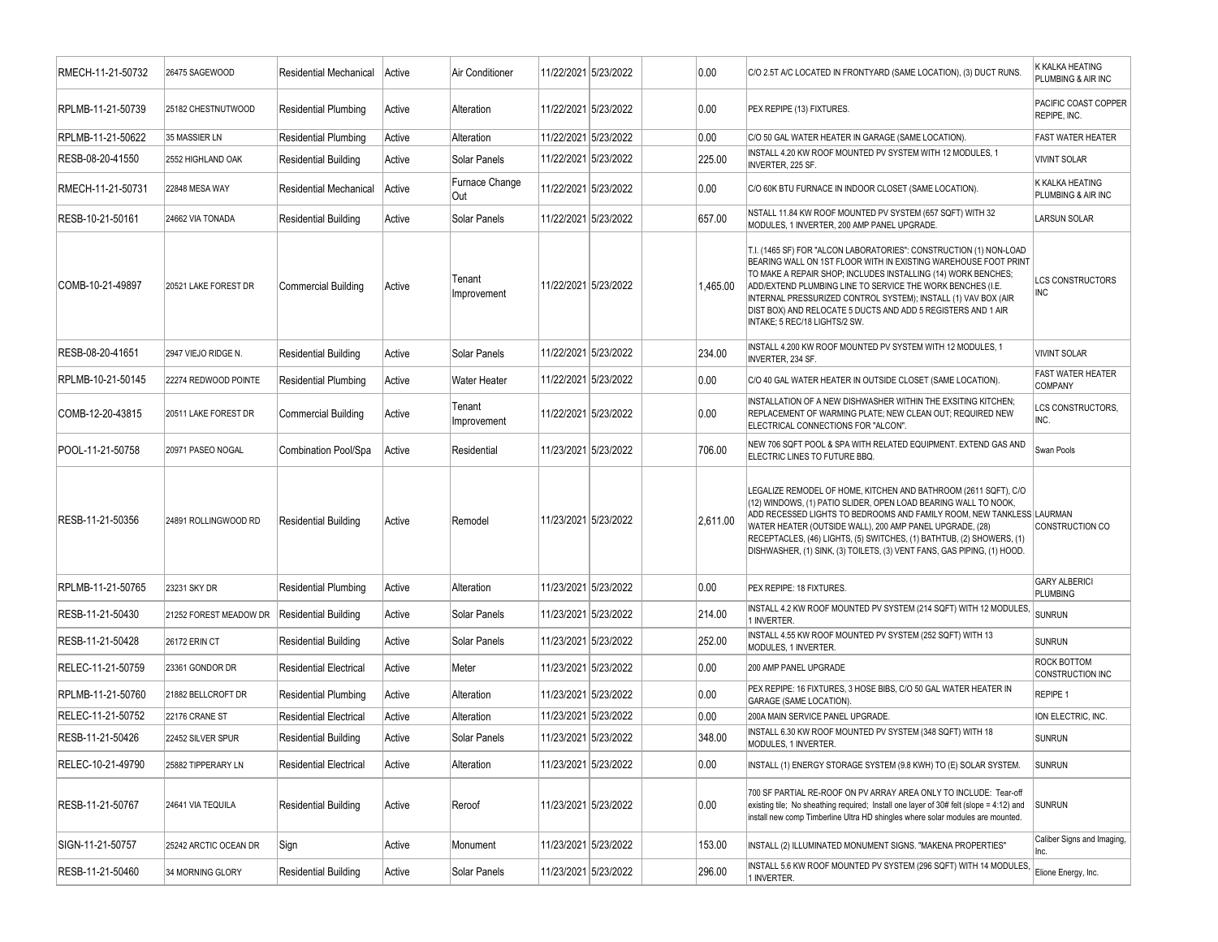| | | | | | | | | | | |
|---|---|---|---|---|---|---|---|---|---|---|
| RMECH-11-21-50732 | 26475 SAGEWOOD | Residential Mechanical | Active | Air Conditioner | 11/22/2021 | 5/23/2022 | | 0.00 | C/O 2.5T A/C LOCATED IN FRONTYARD (SAME LOCATION), (3) DUCT RUNS. | K KALKA HEATING PLUMBING & AIR INC |
| RPLMB-11-21-50739 | 25182 CHESTNUTWOOD | Residential Plumbing | Active | Alteration | 11/22/2021 | 5/23/2022 | | 0.00 | PEX REPIPE (13) FIXTURES. | PACIFIC COAST COPPER REPIPE, INC. |
| RPLMB-11-21-50622 | 35 MASSIER LN | Residential Plumbing | Active | Alteration | 11/22/2021 | 5/23/2022 | | 0.00 | C/O 50 GAL WATER HEATER IN GARAGE (SAME LOCATION). | FAST WATER HEATER |
| RESB-08-20-41550 | 2552 HIGHLAND OAK | Residential Building | Active | Solar Panels | 11/22/2021 | 5/23/2022 | | 225.00 | INSTALL 4.20 KW ROOF MOUNTED PV SYSTEM WITH 12 MODULES, 1 INVERTER, 225 SF. | VIVINT SOLAR |
| RMECH-11-21-50731 | 22848 MESA WAY | Residential Mechanical | Active | Furnace Change Out | 11/22/2021 | 5/23/2022 | | 0.00 | C/O 60K BTU FURNACE IN INDOOR CLOSET (SAME LOCATION). | K KALKA HEATING PLUMBING & AIR INC |
| RESB-10-21-50161 | 24662 VIA TONADA | Residential Building | Active | Solar Panels | 11/22/2021 | 5/23/2022 | | 657.00 | NSTALL 11.84 KW ROOF MOUNTED PV SYSTEM (657 SQFT) WITH 32 MODULES, 1 INVERTER, 200 AMP PANEL UPGRADE. | LARSUN SOLAR |
| COMB-10-21-49897 | 20521 LAKE FOREST DR | Commercial Building | Active | Tenant Improvement | 11/22/2021 | 5/23/2022 | | 1,465.00 | T.I. (1465 SF) FOR "ALCON LABORATORIES": CONSTRUCTION (1) NON-LOAD BEARING WALL ON 1ST FLOOR WITH IN EXISTING WAREHOUSE FOOT PRINT TO MAKE A REPAIR SHOP; INCLUDES INSTALLING (14) WORK BENCHES; ADD/EXTEND PLUMBING LINE TO SERVICE THE WORK BENCHES (I.E. INTERNAL PRESSURIZED CONTROL SYSTEM); INSTALL (1) VAV BOX (AIR DIST BOX) AND RELOCATE 5 DUCTS AND ADD 5 REGISTERS AND 1 AIR INTAKE; 5 REC/18 LIGHTS/2 SW. | LCS CONSTRUCTORS INC |
| RESB-08-20-41651 | 2947 VIEJO RIDGE N. | Residential Building | Active | Solar Panels | 11/22/2021 | 5/23/2022 | | 234.00 | INSTALL 4.200 KW ROOF MOUNTED PV SYSTEM WITH 12 MODULES, 1 INVERTER, 234 SF. | VIVINT SOLAR |
| RPLMB-10-21-50145 | 22274 REDWOOD POINTE | Residential Plumbing | Active | Water Heater | 11/22/2021 | 5/23/2022 | | 0.00 | C/O 40 GAL WATER HEATER IN OUTSIDE CLOSET (SAME LOCATION). | FAST WATER HEATER COMPANY |
| COMB-12-20-43815 | 20511 LAKE FOREST DR | Commercial Building | Active | Tenant Improvement | 11/22/2021 | 5/23/2022 | | 0.00 | INSTALLATION OF A NEW DISHWASHER WITHIN THE EXSITING KITCHEN; REPLACEMENT OF WARMING PLATE; NEW CLEAN OUT; REQUIRED NEW ELECTRICAL CONNECTIONS FOR "ALCON". | LCS CONSTRUCTORS, INC. |
| POOL-11-21-50758 | 20971 PASEO NOGAL | Combination Pool/Spa | Active | Residential | 11/23/2021 | 5/23/2022 | | 706.00 | NEW 706 SQFT POOL & SPA WITH RELATED EQUIPMENT. EXTEND GAS AND ELECTRIC LINES TO FUTURE BBQ. | Swan Pools |
| RESB-11-21-50356 | 24891 ROLLINGWOOD RD | Residential Building | Active | Remodel | 11/23/2021 | 5/23/2022 | | 2,611.00 | LEGALIZE REMODEL OF HOME, KITCHEN AND BATHROOM (2611 SQFT), C/O (12) WINDOWS, (1) PATIO SLIDER, OPEN LOAD BEARING WALL TO NOOK, ADD RECESSED LIGHTS TO BEDROOMS AND FAMILY ROOM, NEW TANKLESS WATER HEATER (OUTSIDE WALL), 200 AMP PANEL UPGRADE, (28) RECEPTACLES, (46) LIGHTS, (5) SWITCHES, (1) BATHTUB, (2) SHOWERS, (1) DISHWASHER, (1) SINK, (3) TOILETS, (3) VENT FANS, GAS PIPING, (1) HOOD. | LAURMAN CONSTRUCTION CO |
| RPLMB-11-21-50765 | 23231 SKY DR | Residential Plumbing | Active | Alteration | 11/23/2021 | 5/23/2022 | | 0.00 | PEX REPIPE: 18 FIXTURES. | GARY ALBERICI PLUMBING |
| RESB-11-21-50430 | 21252 FOREST MEADOW DR | Residential Building | Active | Solar Panels | 11/23/2021 | 5/23/2022 | | 214.00 | INSTALL 4.2 KW ROOF MOUNTED PV SYSTEM (214 SQFT) WITH 12 MODULES, 1 INVERTER. | SUNRUN |
| RESB-11-21-50428 | 26172 ERIN CT | Residential Building | Active | Solar Panels | 11/23/2021 | 5/23/2022 | | 252.00 | INSTALL 4.55 KW ROOF MOUNTED PV SYSTEM (252 SQFT) WITH 13 MODULES, 1 INVERTER. | SUNRUN |
| RELEC-11-21-50759 | 23361 GONDOR DR | Residential Electrical | Active | Meter | 11/23/2021 | 5/23/2022 | | 0.00 | 200 AMP PANEL UPGRADE | ROCK BOTTOM CONSTRUCTION INC |
| RPLMB-11-21-50760 | 21882 BELLCROFT DR | Residential Plumbing | Active | Alteration | 11/23/2021 | 5/23/2022 | | 0.00 | PEX REPIPE: 16 FIXTURES, 3 HOSE BIBS, C/O 50 GAL WATER HEATER IN GARAGE (SAME LOCATION). | REPIPE 1 |
| RELEC-11-21-50752 | 22176 CRANE ST | Residential Electrical | Active | Alteration | 11/23/2021 | 5/23/2022 | | 0.00 | 200A MAIN SERVICE PANEL UPGRADE. | ION ELECTRIC, INC. |
| RESB-11-21-50426 | 22452 SILVER SPUR | Residential Building | Active | Solar Panels | 11/23/2021 | 5/23/2022 | | 348.00 | INSTALL 6.30 KW ROOF MOUNTED PV SYSTEM (348 SQFT) WITH 18 MODULES, 1 INVERTER. | SUNRUN |
| RELEC-10-21-49790 | 25882 TIPPERARY LN | Residential Electrical | Active | Alteration | 11/23/2021 | 5/23/2022 | | 0.00 | INSTALL (1) ENERGY STORAGE SYSTEM (9.8 KWH) TO (E) SOLAR SYSTEM. | SUNRUN |
| RESB-11-21-50767 | 24641 VIA TEQUILA | Residential Building | Active | Reroof | 11/23/2021 | 5/23/2022 | | 0.00 | 700 SF PARTIAL RE-ROOF ON PV ARRAY AREA ONLY TO INCLUDE: Tear-off existing tile; No sheathing required; Install one layer of 30# felt (slope = 4:12) and install new comp Timberline Ultra HD shingles where solar modules are mounted. | SUNRUN |
| SIGN-11-21-50757 | 25242 ARCTIC OCEAN DR | Sign | Active | Monument | 11/23/2021 | 5/23/2022 | | 153.00 | INSTALL (2) ILLUMINATED MONUMENT SIGNS. "MAKENA PROPERTIES" | Caliber Signs and Imaging, Inc. |
| RESB-11-21-50460 | 34 MORNING GLORY | Residential Building | Active | Solar Panels | 11/23/2021 | 5/23/2022 | | 296.00 | INSTALL 5.6 KW ROOF MOUNTED PV SYSTEM (296 SQFT) WITH 14 MODULES, 1 INVERTER. | Elione Energy, Inc. |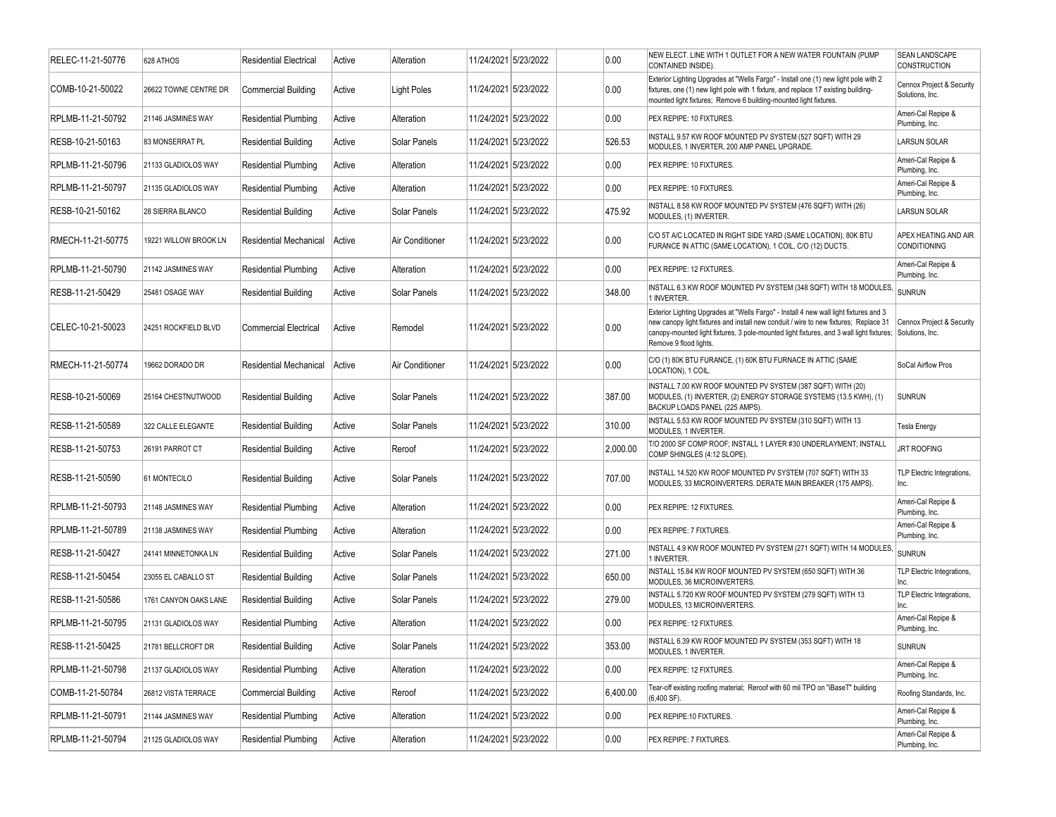| RELEC-11-21-50776 | 628 ATHOS | Residential Electrical | Active | Alteration | 11/24/2021 | 5/23/2022 | | 0.00 | NEW ELECT. LINE WITH 1 OUTLET FOR A NEW WATER FOUNTAIN (PUMP CONTAINED INSIDE). | SEAN LANDSCAPE CONSTRUCTION |
|---|---|---|---|---|---|---|---|---|---|---|
| COMB-10-21-50022 | 26622 TOWNE CENTRE DR | Commercial Building | Active | Light Poles | 11/24/2021 | 5/23/2022 | | 0.00 | Exterior Lighting Upgrades at "Wells Fargo" - Install one (1) new light pole with 2 fixtures, one (1) new light pole with 1 fixture, and replace 17 existing building-mounted light fixtures; Remove 6 building-mounted light fixtures. | Cennox Project & Security Solutions, Inc. |
| RPLMB-11-21-50792 | 21146 JASMINES WAY | Residential Plumbing | Active | Alteration | 11/24/2021 | 5/23/2022 | | 0.00 | PEX REPIPE: 10 FIXTURES. | Ameri-Cal Repipe & Plumbing, Inc. |
| RESB-10-21-50163 | 83 MONSERRAT PL | Residential Building | Active | Solar Panels | 11/24/2021 | 5/23/2022 | | 526.53 | INSTALL 9.57 KW ROOF MOUNTED PV SYSTEM (527 SQFT) WITH 29 MODULES, 1 INVERTER, 200 AMP PANEL UPGRADE. | LARSUN SOLAR |
| RPLMB-11-21-50796 | 21133 GLADIOLOS WAY | Residential Plumbing | Active | Alteration | 11/24/2021 | 5/23/2022 | | 0.00 | PEX REPIPE: 10 FIXTURES. | Ameri-Cal Repipe & Plumbing, Inc. |
| RPLMB-11-21-50797 | 21135 GLADIOLOS WAY | Residential Plumbing | Active | Alteration | 11/24/2021 | 5/23/2022 | | 0.00 | PEX REPIPE: 10 FIXTURES. | Ameri-Cal Repipe & Plumbing, Inc. |
| RESB-10-21-50162 | 28 SIERRA BLANCO | Residential Building | Active | Solar Panels | 11/24/2021 | 5/23/2022 | | 475.92 | INSTALL 8.58 KW ROOF MOUNTED PV SYSTEM (476 SQFT) WITH (26) MODULES, (1) INVERTER. | LARSUN SOLAR |
| RMECH-11-21-50775 | 19221 WILLOW BROOK LN | Residential Mechanical | Active | Air Conditioner | 11/24/2021 | 5/23/2022 | | 0.00 | C/O 5T A/C LOCATED IN RIGHT SIDE YARD (SAME LOCATION), 80K BTU FURNACE IN ATTIC (SAME LOCATION), 1 COIL, C/O (12) DUCTS. | APEX HEATING AND AIR CONDITIONING |
| RPLMB-11-21-50790 | 21142 JASMINES WAY | Residential Plumbing | Active | Alteration | 11/24/2021 | 5/23/2022 | | 0.00 | PEX REPIPE: 12 FIXTURES. | Ameri-Cal Repipe & Plumbing, Inc. |
| RESB-11-21-50429 | 25481 OSAGE WAY | Residential Building | Active | Solar Panels | 11/24/2021 | 5/23/2022 | | 348.00 | INSTALL 6.3 KW ROOF MOUNTED PV SYSTEM (348 SQFT) WITH 18 MODULES, 1 INVERTER. | SUNRUN |
| CELEC-10-21-50023 | 24251 ROCKFIELD BLVD | Commercial Electrical | Active | Remodel | 11/24/2021 | 5/23/2022 | | 0.00 | Exterior Lighting Upgrades at "Wells Fargo" - Install 4 new wall light fixtures and 3 new canopy light fixtures and install new conduit / wire to new fixtures; Replace 31 canopy-mounted light fixtures, 3 pole-mounted light fixtures, and 3 wall light fixtures; Remove 9 flood lights. | Cennox Project & Security Solutions, Inc. |
| RMECH-11-21-50774 | 19662 DORADO DR | Residential Mechanical | Active | Air Conditioner | 11/24/2021 | 5/23/2022 | | 0.00 | C/O (1) 80K BTU FURANCE, (1) 60K BTU FURNACE IN ATTIC (SAME LOCATION), 1 COIL. | SoCal Airflow Pros |
| RESB-10-21-50069 | 25164 CHESTNUTWOOD | Residential Building | Active | Solar Panels | 11/24/2021 | 5/23/2022 | | 387.00 | INSTALL 7.00 KW ROOF MOUNTED PV SYSTEM (387 SQFT) WITH (20) MODULES, (1) INVERTER, (2) ENERGY STORAGE SYSTEMS (13.5 KWH), (1) BACKUP LOADS PANEL (225 AMPS). | SUNRUN |
| RESB-11-21-50589 | 322 CALLE ELEGANTE | Residential Building | Active | Solar Panels | 11/24/2021 | 5/23/2022 | | 310.00 | INSTALL 5.53 KW ROOF MOUNTED PV SYSTEM (310 SQFT) WITH 13 MODULES, 1 INVERTER. | Tesla Energy |
| RESB-11-21-50753 | 26191 PARROT CT | Residential Building | Active | Reroof | 11/24/2021 | 5/23/2022 | | 2,000.00 | T/O 2000 SF COMP ROOF; INSTALL 1 LAYER #30 UNDERLAYMENT; INSTALL COMP SHINGLES (4:12 SLOPE). | JRT ROOFING |
| RESB-11-21-50590 | 61 MONTECILO | Residential Building | Active | Solar Panels | 11/24/2021 | 5/23/2022 | | 707.00 | INSTALL 14.520 KW ROOF MOUNTED PV SYSTEM (707 SQFT) WITH 33 MODULES, 33 MICROINVERTERS. DERATE MAIN BREAKER (175 AMPS). | TLP Electric Integrations, Inc. |
| RPLMB-11-21-50793 | 21148 JASMINES WAY | Residential Plumbing | Active | Alteration | 11/24/2021 | 5/23/2022 | | 0.00 | PEX REPIPE: 12 FIXTURES. | Ameri-Cal Repipe & Plumbing, Inc. |
| RPLMB-11-21-50789 | 21138 JASMINES WAY | Residential Plumbing | Active | Alteration | 11/24/2021 | 5/23/2022 | | 0.00 | PEX REPIPE: 7 FIXTURES. | Ameri-Cal Repipe & Plumbing, Inc. |
| RESB-11-21-50427 | 24141 MINNETONKA LN | Residential Building | Active | Solar Panels | 11/24/2021 | 5/23/2022 | | 271.00 | INSTALL 4.9 KW ROOF MOUNTED PV SYSTEM (271 SQFT) WITH 14 MODULES, 1 INVERTER. | SUNRUN |
| RESB-11-21-50454 | 23055 EL CABALLO ST | Residential Building | Active | Solar Panels | 11/24/2021 | 5/23/2022 | | 650.00 | INSTALL 15.84 KW ROOF MOUNTED PV SYSTEM (650 SQFT) WITH 36 MODULES, 36 MICROINVERTERS. | TLP Electric Integrations, Inc. |
| RESB-11-21-50586 | 1761 CANYON OAKS LANE | Residential Building | Active | Solar Panels | 11/24/2021 | 5/23/2022 | | 279.00 | INSTALL 5.720 KW ROOF MOUNTED PV SYSTEM (279 SQFT) WITH 13 MODULES, 13 MICROINVERTERS. | TLP Electric Integrations, Inc. |
| RPLMB-11-21-50795 | 21131 GLADIOLOS WAY | Residential Plumbing | Active | Alteration | 11/24/2021 | 5/23/2022 | | 0.00 | PEX REPIPE: 12 FIXTURES. | Ameri-Cal Repipe & Plumbing, Inc. |
| RESB-11-21-50425 | 21781 BELLCROFT DR | Residential Building | Active | Solar Panels | 11/24/2021 | 5/23/2022 | | 353.00 | INSTALL 6.39 KW ROOF MOUNTED PV SYSTEM (353 SQFT) WITH 18 MODULES, 1 INVERTER. | SUNRUN |
| RPLMB-11-21-50798 | 21137 GLADIOLOS WAY | Residential Plumbing | Active | Alteration | 11/24/2021 | 5/23/2022 | | 0.00 | PEX REPIPE: 12 FIXTURES. | Ameri-Cal Repipe & Plumbing, Inc. |
| COMB-11-21-50784 | 26812 VISTA TERRACE | Commercial Building | Active | Reroof | 11/24/2021 | 5/23/2022 | | 6,400.00 | Tear-off existing roofing material; Reroof with 60 mil TPO on "iBaseT" building (6,400 SF). | Roofing Standards, Inc. |
| RPLMB-11-21-50791 | 21144 JASMINES WAY | Residential Plumbing | Active | Alteration | 11/24/2021 | 5/23/2022 | | 0.00 | PEX REPIPE:10 FIXTURES. | Ameri-Cal Repipe & Plumbing, Inc. |
| RPLMB-11-21-50794 | 21125 GLADIOLOS WAY | Residential Plumbing | Active | Alteration | 11/24/2021 | 5/23/2022 | | 0.00 | PEX REPIPE: 7 FIXTURES. | Ameri-Cal Repipe & Plumbing, Inc. |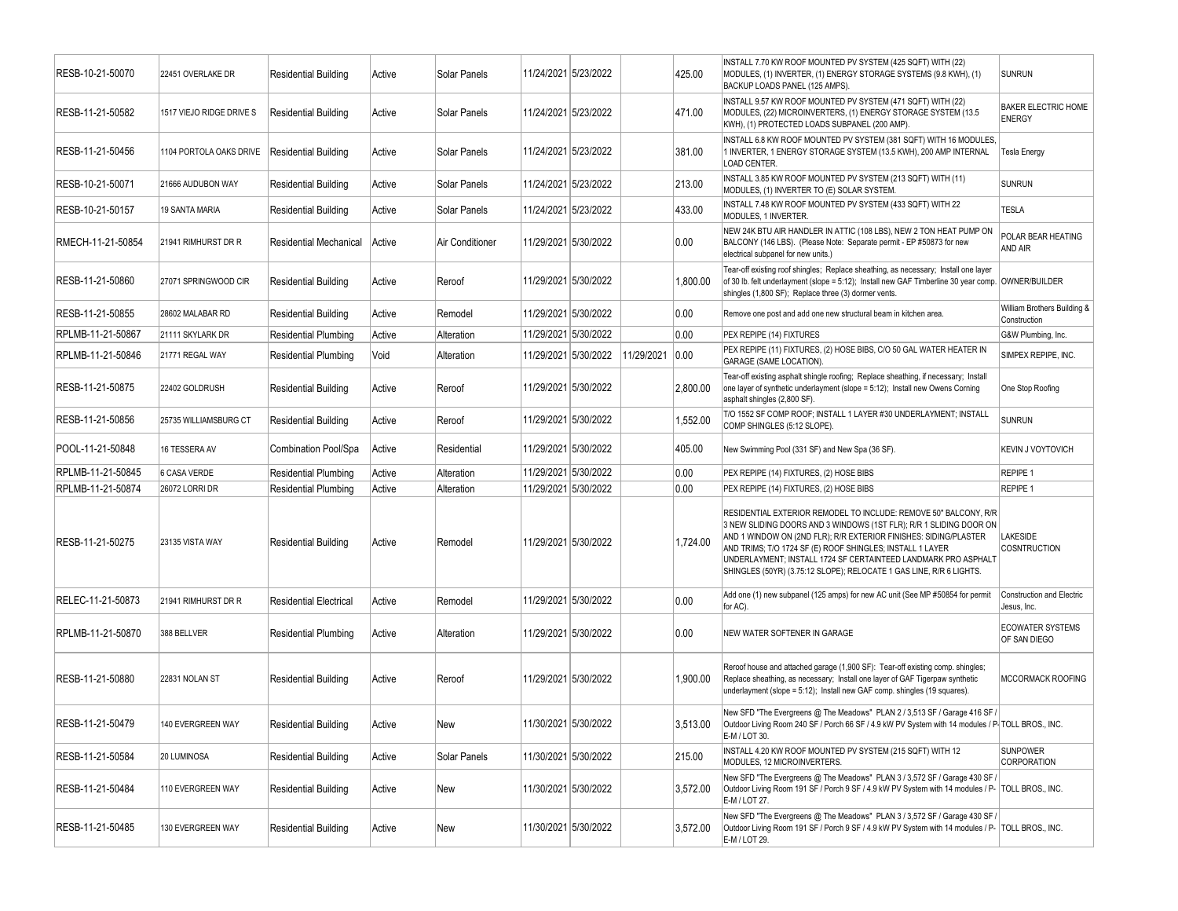| RESB-10-21-50070 | 22451 OVERLAKE DR | Residential Building | Active | Solar Panels | 11/24/2021 | 5/23/2022 | | 425.00 | INSTALL 7.70 KW ROOF MOUNTED PV SYSTEM (425 SQFT) WITH (22) MODULES, (1) INVERTER, (1) ENERGY STORAGE SYSTEMS (9.8 KWH), (1) BACKUP LOADS PANEL (125 AMPS). | SUNRUN |
|---|---|---|---|---|---|---|---|---|---|---|
| RESB-11-21-50582 | 1517 VIEJO RIDGE DRIVE S | Residential Building | Active | Solar Panels | 11/24/2021 | 5/23/2022 | | 471.00 | INSTALL 9.57 KW ROOF MOUNTED PV SYSTEM (471 SQFT) WITH (22) MODULES, (22) MICROINVERTERS, (1) ENERGY STORAGE SYSTEM (13.5 KWH), (1) PROTECTED LOADS SUBPANEL (200 AMP). | BAKER ELECTRIC HOME ENERGY |
| RESB-11-21-50456 | 1104 PORTOLA OAKS DRIVE | Residential Building | Active | Solar Panels | 11/24/2021 | 5/23/2022 | | 381.00 | INSTALL 6.8 KW ROOF MOUNTED PV SYSTEM (381 SQFT) WITH 16 MODULES, 1 INVERTER, 1 ENERGY STORAGE SYSTEM (13.5 KWH), 200 AMP INTERNAL LOAD CENTER. | Tesla Energy |
| RESB-10-21-50071 | 21666 AUDUBON WAY | Residential Building | Active | Solar Panels | 11/24/2021 | 5/23/2022 | | 213.00 | INSTALL 3.85 KW ROOF MOUNTED PV SYSTEM (213 SQFT) WITH (11) MODULES, (1) INVERTER TO (E) SOLAR SYSTEM. | SUNRUN |
| RESB-10-21-50157 | 19 SANTA MARIA | Residential Building | Active | Solar Panels | 11/24/2021 | 5/23/2022 | | 433.00 | INSTALL 7.48 KW ROOF MOUNTED PV SYSTEM (433 SQFT) WITH 22 MODULES, 1 INVERTER. | TESLA |
| RMECH-11-21-50854 | 21941 RIMHURST DR R | Residential Mechanical | Active | Air Conditioner | 11/29/2021 | 5/30/2022 | | 0.00 | NEW 24K BTU AIR HANDLER IN ATTIC (108 LBS), NEW 2 TON HEAT PUMP ON BALCONY (146 LBS). (Please Note: Separate permit - EP #50873 for new electrical subpanel for new units.) | POLAR BEAR HEATING AND AIR |
| RESB-11-21-50860 | 27071 SPRINGWOOD CIR | Residential Building | Active | Reroof | 11/29/2021 | 5/30/2022 | | 1,800.00 | Tear-off existing roof shingles; Replace sheathing, as necessary; Install one layer of 30 lb. felt underlayment (slope = 5:12); Install new GAF Timberline 30 year comp. shingles (1,800 SF); Replace three (3) dormer vents. | OWNER/BUILDER |
| RESB-11-21-50855 | 28602 MALABAR RD | Residential Building | Active | Remodel | 11/29/2021 | 5/30/2022 | | 0.00 | Remove one post and add one new structural beam in kitchen area. | William Brothers Building & Construction |
| RPLMB-11-21-50867 | 21111 SKYLARK DR | Residential Plumbing | Active | Alteration | 11/29/2021 | 5/30/2022 | | 0.00 | PEX REPIPE (14) FIXTURES | G&W Plumbing, Inc. |
| RPLMB-11-21-50846 | 21771 REGAL WAY | Residential Plumbing | Void | Alteration | 11/29/2021 | 5/30/2022 | 11/29/2021 | 0.00 | PEX REPIPE (11) FIXTURES, (2) HOSE BIBS, C/O 50 GAL WATER HEATER IN GARAGE (SAME LOCATION). | SIMPEX REPIPE, INC. |
| RESB-11-21-50875 | 22402 GOLDRUSH | Residential Building | Active | Reroof | 11/29/2021 | 5/30/2022 | | 2,800.00 | Tear-off existing asphalt shingle roofing; Replace sheathing, if necessary; Install one layer of synthetic underlayment (slope = 5:12); Install new Owens Corning asphalt shingles (2,800 SF). | One Stop Roofing |
| RESB-11-21-50856 | 25735 WILLIAMSBURG CT | Residential Building | Active | Reroof | 11/29/2021 | 5/30/2022 | | 1,552.00 | T/O 1552 SF COMP ROOF; INSTALL 1 LAYER #30 UNDERLAYMENT; INSTALL COMP SHINGLES (5:12 SLOPE). | SUNRUN |
| POOL-11-21-50848 | 16 TESSERA AV | Combination Pool/Spa | Active | Residential | 11/29/2021 | 5/30/2022 | | 405.00 | New Swimming Pool (331 SF) and New Spa (36 SF). | KEVIN J VOYTOVICH |
| RPLMB-11-21-50845 | 6 CASA VERDE | Residential Plumbing | Active | Alteration | 11/29/2021 | 5/30/2022 | | 0.00 | PEX REPIPE (14) FIXTURES, (2) HOSE BIBS | REPIPE 1 |
| RPLMB-11-21-50874 | 26072 LORRI DR | Residential Plumbing | Active | Alteration | 11/29/2021 | 5/30/2022 | | 0.00 | PEX REPIPE (14) FIXTURES, (2) HOSE BIBS | REPIPE 1 |
| RESB-11-21-50275 | 23135 VISTA WAY | Residential Building | Active | Remodel | 11/29/2021 | 5/30/2022 | | 1,724.00 | RESIDENTIAL EXTERIOR REMODEL TO INCLUDE: REMOVE 50" BALCONY, R/R 3 NEW SLIDING DOORS AND 3 WINDOWS (1ST FLR); R/R 1 SLIDING DOOR ON AND 1 WINDOW ON (2ND FLR); R/R EXTERIOR FINISHES: SIDING/PLASTER AND TRIMS; T/O 1724 SF (E) ROOF SHINGLES; INSTALL 1 LAYER UNDERLAYMENT; INSTALL 1724 SF CERTAINTEED LANDMARK PRO ASPHALT SHINGLES (50YR) (3.75:12 SLOPE); RELOCATE 1 GAS LINE, R/R 6 LIGHTS. | LAKESIDE COSNTRUCTION |
| RELEC-11-21-50873 | 21941 RIMHURST DR R | Residential Electrical | Active | Remodel | 11/29/2021 | 5/30/2022 | | 0.00 | Add one (1) new subpanel (125 amps) for new AC unit (See MP #50854 for permit for AC). | Construction and Electric Jesus, Inc. |
| RPLMB-11-21-50870 | 388 BELLVER | Residential Plumbing | Active | Alteration | 11/29/2021 | 5/30/2022 | | 0.00 | NEW WATER SOFTENER IN GARAGE | ECOWATER SYSTEMS OF SAN DIEGO |
| RESB-11-21-50880 | 22831 NOLAN ST | Residential Building | Active | Reroof | 11/29/2021 | 5/30/2022 | | 1,900.00 | Reroof house and attached garage (1,900 SF): Tear-off existing comp. shingles; Replace sheathing, as necessary; Install one layer of GAF Tigerpaw synthetic underlayment (slope = 5:12); Install new GAF comp. shingles (19 squares). | MCCORMACK ROOFING |
| RESB-11-21-50479 | 140 EVERGREEN WAY | Residential Building | Active | New | 11/30/2021 | 5/30/2022 | | 3,513.00 | New SFD "The Evergreens @ The Meadows" PLAN 2 / 3,513 SF / Garage 416 SF / Outdoor Living Room 240 SF / Porch 66 SF / 4.9 kW PV System with 14 modules / P-E-M / LOT 30. | TOLL BROS., INC. |
| RESB-11-21-50584 | 20 LUMINOSA | Residential Building | Active | Solar Panels | 11/30/2021 | 5/30/2022 | | 215.00 | INSTALL 4.20 KW ROOF MOUNTED PV SYSTEM (215 SQFT) WITH 12 MODULES, 12 MICROINVERTERS. | SUNPOWER CORPORATION |
| RESB-11-21-50484 | 110 EVERGREEN WAY | Residential Building | Active | New | 11/30/2021 | 5/30/2022 | | 3,572.00 | New SFD "The Evergreens @ The Meadows" PLAN 3 / 3,572 SF / Garage 430 SF / Outdoor Living Room 191 SF / Porch 9 SF / 4.9 kW PV System with 14 modules / P-E-M / LOT 27. | TOLL BROS., INC. |
| RESB-11-21-50485 | 130 EVERGREEN WAY | Residential Building | Active | New | 11/30/2021 | 5/30/2022 | | 3,572.00 | New SFD "The Evergreens @ The Meadows" PLAN 3 / 3,572 SF / Garage 430 SF / Outdoor Living Room 191 SF / Porch 9 SF / 4.9 kW PV System with 14 modules / P-E-M / LOT 29. | TOLL BROS., INC. |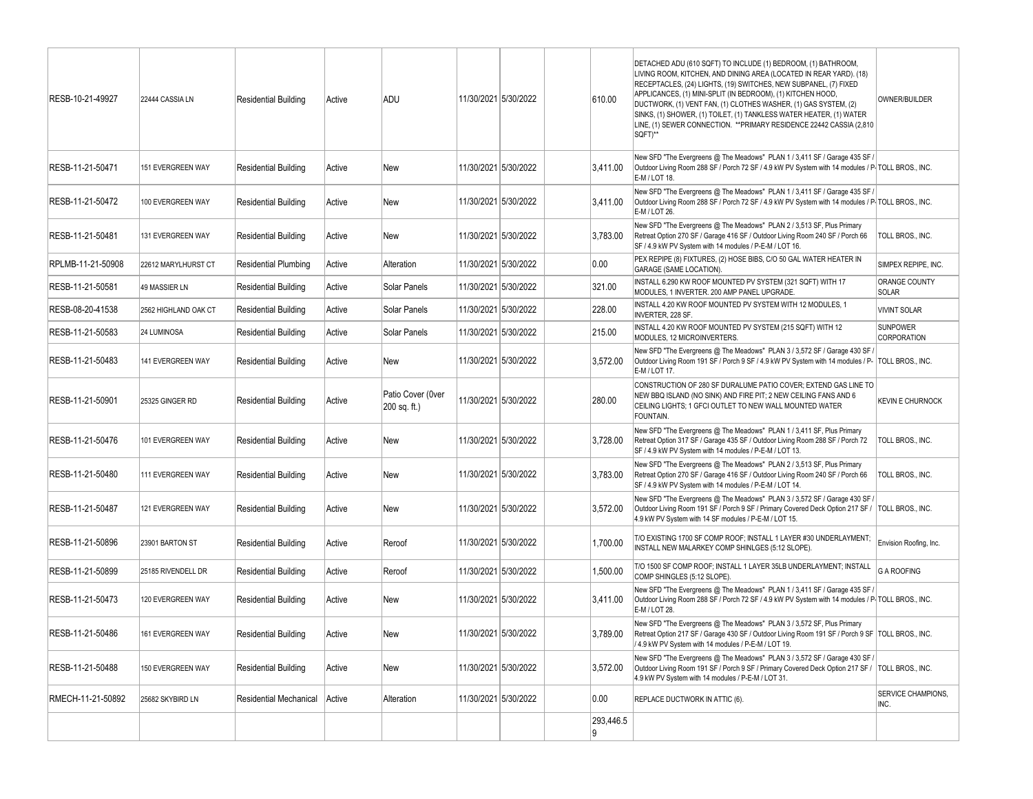| | | | | | | | | | | |
|---|---|---|---|---|---|---|---|---|---|---|
| RESB-10-21-49927 | 22444 CASSIA LN | Residential Building | Active | ADU | 11/30/2021 | 5/30/2022 | | 610.00 | DETACHED ADU (610 SQFT) TO INCLUDE (1) BEDROOM, (1) BATHROOM, LIVING ROOM, KITCHEN, AND DINING AREA (LOCATED IN REAR YARD). (18) RECEPTACLES, (24) LIGHTS, (19) SWITCHES, NEW SUBPANEL, (7) FIXED APPLIANCES, (1) MINI-SPLIT (IN BEDROOM), (1) KITCHEN HOOD, DUCTWORK, (1) VENT FAN, (1) CLOTHES WASHER, (1) GAS SYSTEM, (2) SINKS, (1) SHOWER, (1) TOILET, (1) TANKLESS WATER HEATER, (1) WATER LINE, (1) SEWER CONNECTION. **PRIMARY RESIDENCE 22442 CASSIA (2,810 SQFT)** | OWNER/BUILDER |
| RESB-11-21-50471 | 151 EVERGREEN WAY | Residential Building | Active | New | 11/30/2021 | 5/30/2022 | | 3,411.00 | New SFD "The Evergreens @ The Meadows" PLAN 1 / 3,411 SF / Garage 435 SF / Outdoor Living Room 288 SF / Porch 72 SF / 4.9 kW PV System with 14 modules / P-E-M / LOT 18. | TOLL BROS., INC. |
| RESB-11-21-50472 | 100 EVERGREEN WAY | Residential Building | Active | New | 11/30/2021 | 5/30/2022 | | 3,411.00 | New SFD "The Evergreens @ The Meadows" PLAN 1 / 3,411 SF / Garage 435 SF / Outdoor Living Room 288 SF / Porch 72 SF / 4.9 kW PV System with 14 modules / P-E-M / LOT 26. | TOLL BROS., INC. |
| RESB-11-21-50481 | 131 EVERGREEN WAY | Residential Building | Active | New | 11/30/2021 | 5/30/2022 | | 3,783.00 | New SFD "The Evergreens @ The Meadows" PLAN 2 / 3,513 SF, Plus Primary Retreat Option 270 SF / Garage 416 SF / Outdoor Living Room 240 SF / Porch 66 SF / 4.9 kW PV System with 14 modules / P-E-M / LOT 16. | TOLL BROS., INC. |
| RPLMB-11-21-50908 | 22612 MARYLHURST CT | Residential Plumbing | Active | Alteration | 11/30/2021 | 5/30/2022 | | 0.00 | PEX REPIPE (8) FIXTURES, (2) HOSE BIBS, C/O 50 GAL WATER HEATER IN GARAGE (SAME LOCATION). | SIMPEX REPIPE, INC. |
| RESB-11-21-50581 | 49 MASSIER LN | Residential Building | Active | Solar Panels | 11/30/2021 | 5/30/2022 | | 321.00 | INSTALL 6.290 KW ROOF MOUNTED PV SYSTEM (321 SQFT) WITH 17 MODULES, 1 INVERTER. 200 AMP PANEL UPGRADE. | ORANGE COUNTY SOLAR |
| RESB-08-20-41538 | 2562 HIGHLAND OAK CT | Residential Building | Active | Solar Panels | 11/30/2021 | 5/30/2022 | | 228.00 | INSTALL 4.20 KW ROOF MOUNTED PV SYSTEM WITH 12 MODULES, 1 INVERTER, 228 SF. | VIVINT SOLAR |
| RESB-11-21-50583 | 24 LUMINOSA | Residential Building | Active | Solar Panels | 11/30/2021 | 5/30/2022 | | 215.00 | INSTALL 4.20 KW ROOF MOUNTED PV SYSTEM (215 SQFT) WITH 12 MODULES, 12 MICROINVERTERS. | SUNPOWER CORPORATION |
| RESB-11-21-50483 | 141 EVERGREEN WAY | Residential Building | Active | New | 11/30/2021 | 5/30/2022 | | 3,572.00 | New SFD "The Evergreens @ The Meadows" PLAN 3 / 3,572 SF / Garage 430 SF / Outdoor Living Room 191 SF / Porch 9 SF / 4.9 kW PV System with 14 modules / P-E-M / LOT 17. | TOLL BROS., INC. |
| RESB-11-21-50901 | 25325 GINGER RD | Residential Building | Active | Patio Cover (0ver 200 sq. ft.) | 11/30/2021 | 5/30/2022 | | 280.00 | CONSTRUCTION OF 280 SF DURALUME PATIO COVER; EXTEND GAS LINE TO NEW BBQ ISLAND (NO SINK) AND FIRE PIT; 2 NEW CEILING FANS AND 6 CEILING LIGHTS; 1 GFCI OUTLET TO NEW WALL MOUNTED WATER FOUNTAIN. | KEVIN E CHURNOCK |
| RESB-11-21-50476 | 101 EVERGREEN WAY | Residential Building | Active | New | 11/30/2021 | 5/30/2022 | | 3,728.00 | New SFD "The Evergreens @ The Meadows" PLAN 1 / 3,411 SF, Plus Primary Retreat Option 317 SF / Garage 435 SF / Outdoor Living Room 288 SF / Porch 72 SF / 4.9 kW PV System with 14 modules / P-E-M / LOT 13. | TOLL BROS., INC. |
| RESB-11-21-50480 | 111 EVERGREEN WAY | Residential Building | Active | New | 11/30/2021 | 5/30/2022 | | 3,783.00 | New SFD "The Evergreens @ The Meadows" PLAN 2 / 3,513 SF, Plus Primary Retreat Option 270 SF / Garage 416 SF / Outdoor Living Room 240 SF / Porch 66 SF / 4.9 kW PV System with 14 modules / P-E-M / LOT 14. | TOLL BROS., INC. |
| RESB-11-21-50487 | 121 EVERGREEN WAY | Residential Building | Active | New | 11/30/2021 | 5/30/2022 | | 3,572.00 | New SFD "The Evergreens @ The Meadows" PLAN 3 / 3,572 SF / Garage 430 SF / Outdoor Living Room 191 SF / Porch 9 SF / Primary Covered Deck Option 217 SF / 4.9 kW PV System with 14 SF modules / P-E-M / LOT 15. | TOLL BROS., INC. |
| RESB-11-21-50896 | 23901 BARTON ST | Residential Building | Active | Reroof | 11/30/2021 | 5/30/2022 | | 1,700.00 | T/O EXISTING 1700 SF COMP ROOF; INSTALL 1 LAYER #30 UNDERLAYMENT; INSTALL NEW MALARKEY COMP SHINLGES (5:12 SLOPE). | Envision Roofing, Inc. |
| RESB-11-21-50899 | 25185 RIVENDELL DR | Residential Building | Active | Reroof | 11/30/2021 | 5/30/2022 | | 1,500.00 | T/O 1500 SF COMP ROOF; INSTALL 1 LAYER 35LB UNDERLAYMENT; INSTALL COMP SHINGLES (5:12 SLOPE). | G A ROOFING |
| RESB-11-21-50473 | 120 EVERGREEN WAY | Residential Building | Active | New | 11/30/2021 | 5/30/2022 | | 3,411.00 | New SFD "The Evergreens @ The Meadows" PLAN 1 / 3,411 SF / Garage 435 SF / Outdoor Living Room 288 SF / Porch 72 SF / 4.9 kW PV System with 14 modules / P-E-M / LOT 28. | TOLL BROS., INC. |
| RESB-11-21-50486 | 161 EVERGREEN WAY | Residential Building | Active | New | 11/30/2021 | 5/30/2022 | | 3,789.00 | New SFD "The Evergreens @ The Meadows" PLAN 3 / 3,572 SF, Plus Primary Retreat Option 217 SF / Garage 430 SF / Outdoor Living Room 191 SF / Porch 9 SF / 4.9 kW PV System with 14 modules / P-E-M / LOT 19. | TOLL BROS., INC. |
| RESB-11-21-50488 | 150 EVERGREEN WAY | Residential Building | Active | New | 11/30/2021 | 5/30/2022 | | 3,572.00 | New SFD "The Evergreens @ The Meadows" PLAN 3 / 3,572 SF / Garage 430 SF / Outdoor Living Room 191 SF / Porch 9 SF / Primary Covered Deck Option 217 SF / 4.9 kW PV System with 14 modules / P-E-M / LOT 31. | TOLL BROS., INC. |
| RMECH-11-21-50892 | 25682 SKYBIRD LN | Residential Mechanical | Active | Alteration | 11/30/2021 | 5/30/2022 | | 0.00 | REPLACE DUCTWORK IN ATTIC (6). | SERVICE CHAMPIONS, INC. |
| | | | | | | | | 293,446.59 | | |